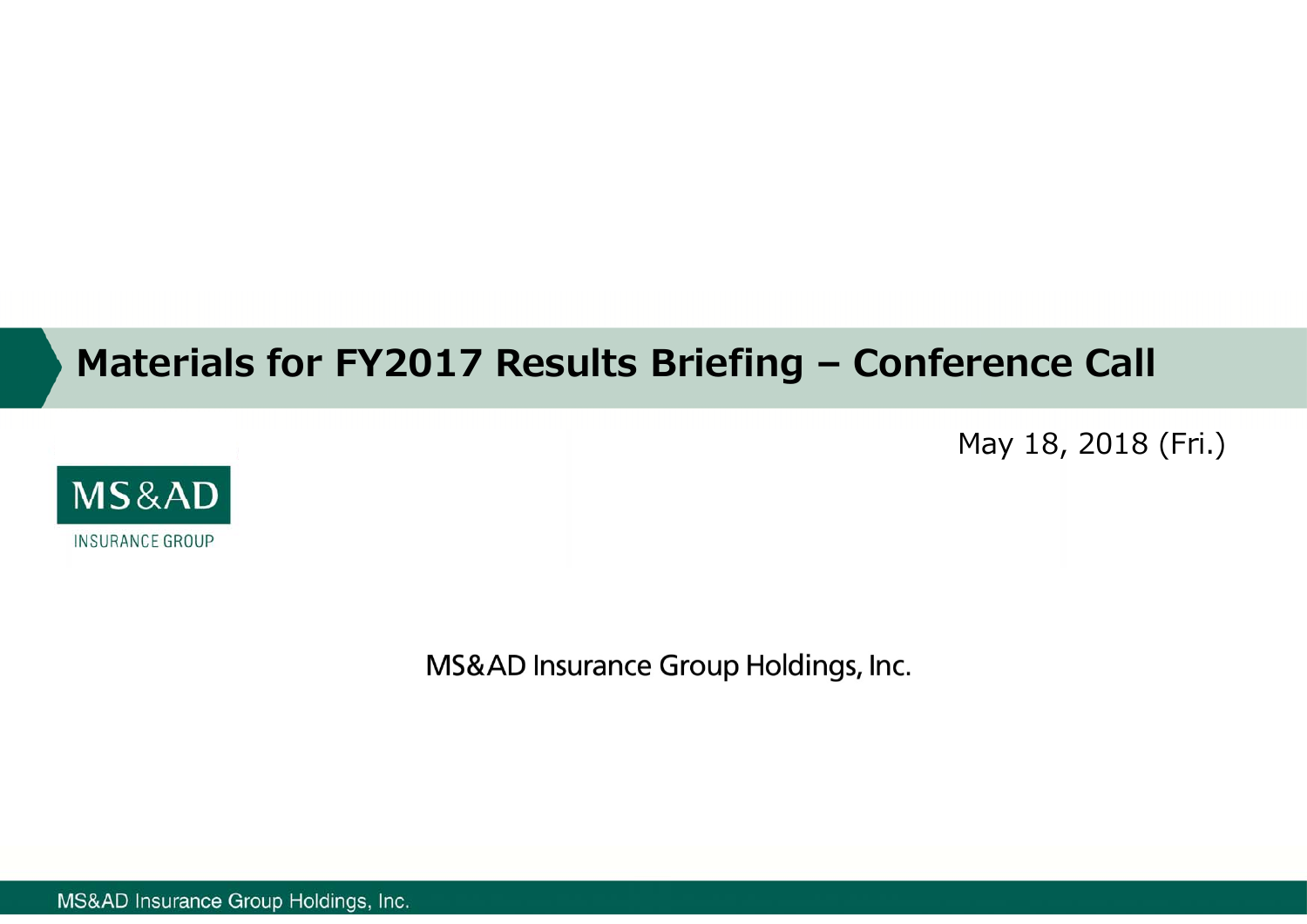# Materials for FY2017 Results Briefing – Conference Call

May 18, 2018 (Fri.)

MS&AD
INSURANCE GROUP

MS&AD Insurance Group Holdings, Inc.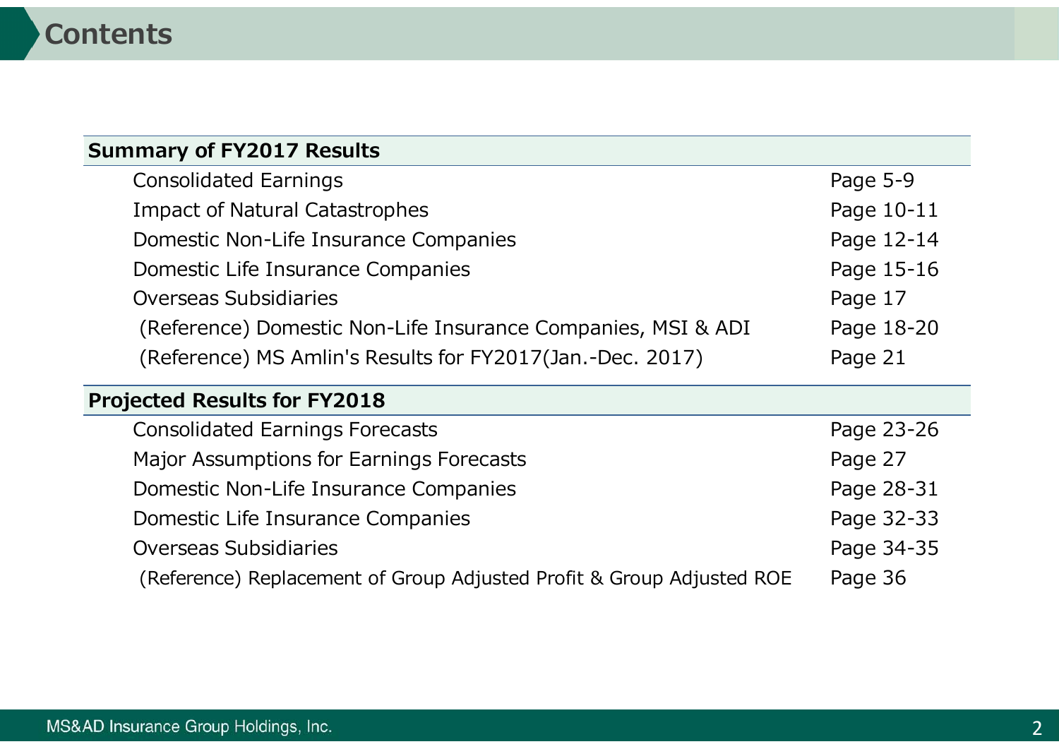# Contents

| Summary of FY2017 Results | |
|---|---|
| Consolidated Earnings | Page 5-9 |
| Impact of Natural Catastrophes | Page 10-11 |
| Domestic Non-Life Insurance Companies | Page 12-14 |
| Domestic Life Insurance Companies | Page 15-16 |
| Overseas Subsidiaries | Page 17 |
| (Reference) Domestic Non-Life Insurance Companies, MSI & ADI | Page 18-20 |
| (Reference) MS Amlin's Results for FY2017(Jan.-Dec. 2017) | Page 21 |

| Projected Results for FY2018 | |
|---|---|
| Consolidated Earnings Forecasts | Page 23-26 |
| Major Assumptions for Earnings Forecasts | Page 27 |
| Domestic Non-Life Insurance Companies | Page 28-31 |
| Domestic Life Insurance Companies | Page 32-33 |
| Overseas Subsidiaries | Page 34-35 |
| (Reference) Replacement of Group Adjusted Profit & Group Adjusted ROE | Page 36 |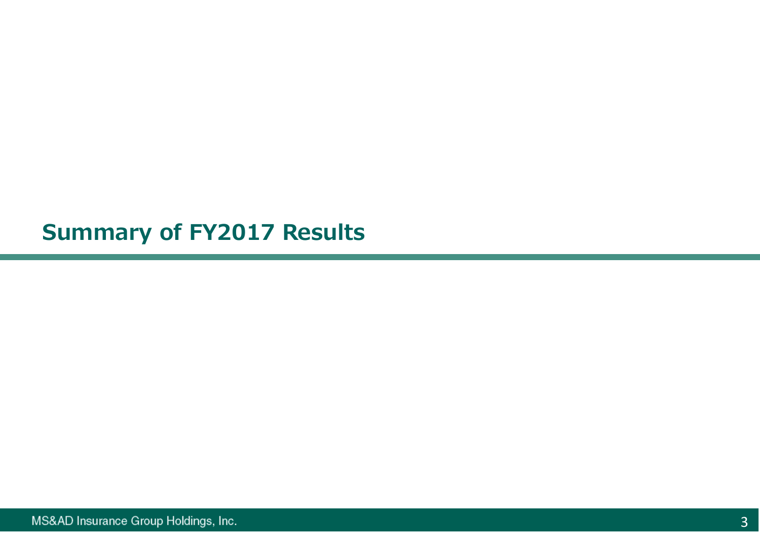# Summary of FY2017 Results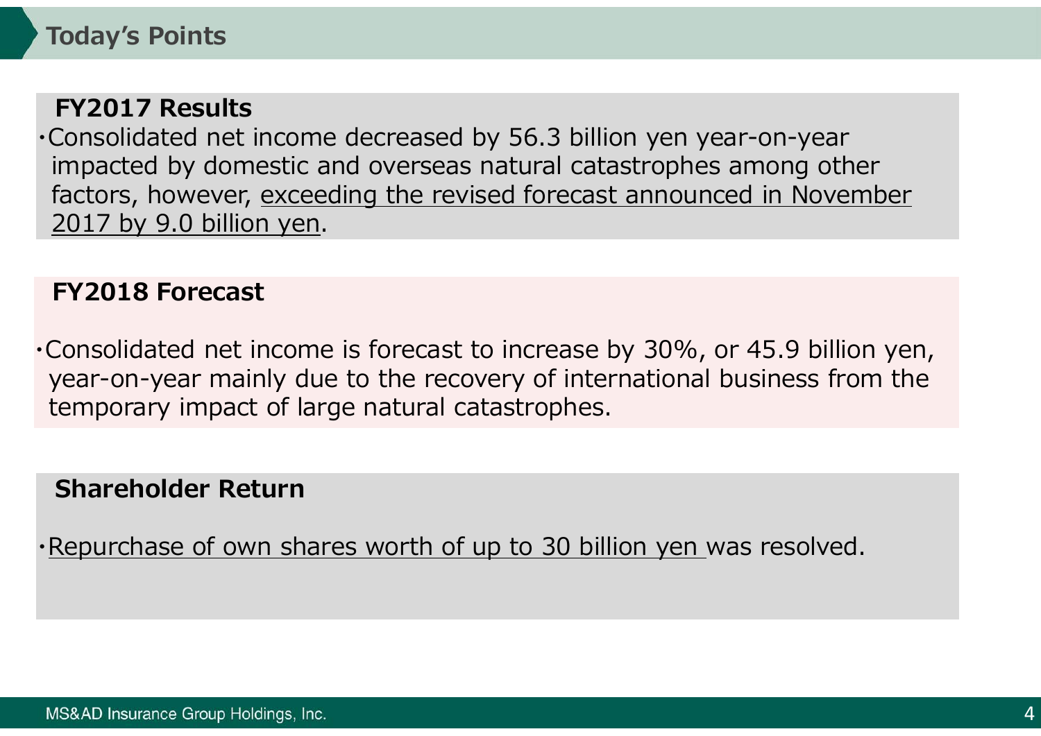# Today's Points

## FY2017 Results

・Consolidated net income decreased by 56.3 billion yen year-on-year impacted by domestic and overseas natural catastrophes among other factors, however, exceeding the revised forecast announced in November 2017 by 9.0 billion yen.

## FY2018 Forecast

・Consolidated net income is forecast to increase by 30%, or 45.9 billion yen, year-on-year mainly due to the recovery of international business from the temporary impact of large natural catastrophes.

## Shareholder Return

・Repurchase of own shares worth of up to 30 billion yen was resolved.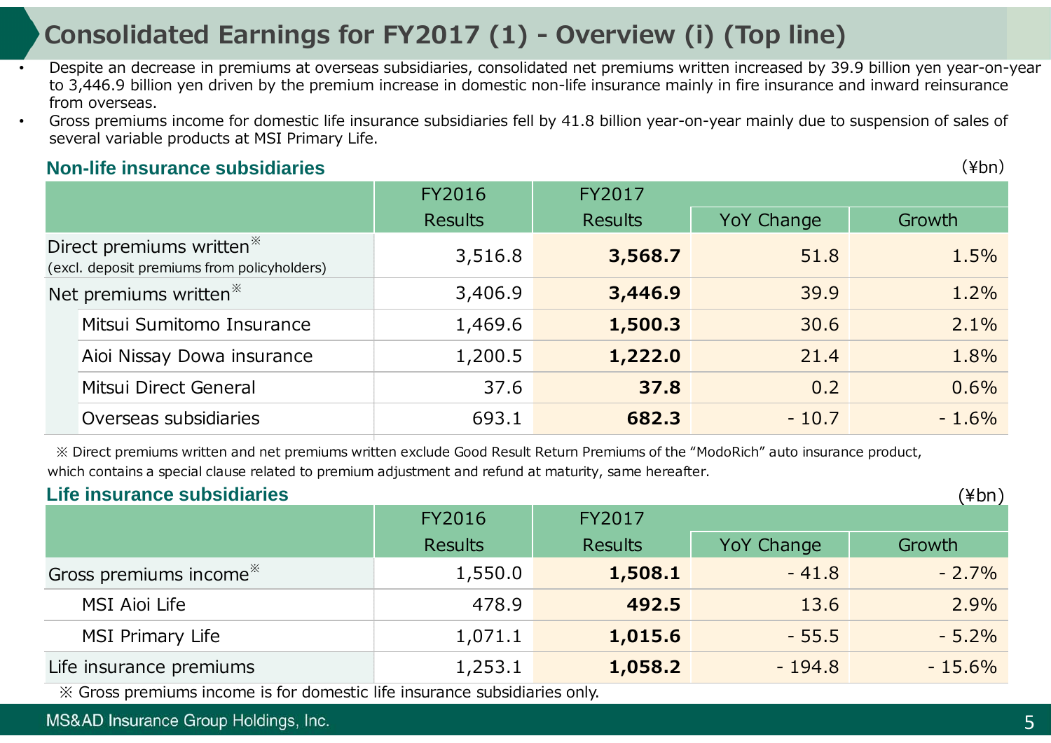# Consolidated Earnings for FY2017 (1) - Overview (i) (Top line)

- Despite an decrease in premiums at overseas subsidiaries, consolidated net premiums written increased by 39.9 billion yen year-on-year to 3,446.9 billion yen driven by the premium increase in domestic non-life insurance mainly in fire insurance and inward reinsurance from overseas.
- Gross premiums income for domestic life insurance subsidiaries fell by 41.8 billion year-on-year mainly due to suspension of sales of several variable products at MSI Primary Life.

## Non-life insurance subsidiaries

(¥bn)

| | FY2016 Results | FY2017 Results | YoY Change | Growth |
|---|---|---|---|---|
| Direct premiums written※ (excl. deposit premiums from policyholders) | 3,516.8 | **3,568.7** | 51.8 | 1.5% |
| Net premiums written※ | 3,406.9 | **3,446.9** | 39.9 | 1.2% |
| Mitsui Sumitomo Insurance | 1,469.6 | **1,500.3** | 30.6 | 2.1% |
| Aioi Nissay Dowa insurance | 1,200.5 | **1,222.0** | 21.4 | 1.8% |
| Mitsui Direct General | 37.6 | **37.8** | 0.2 | 0.6% |
| Overseas subsidiaries | 693.1 | **682.3** | - 10.7 | - 1.6% |

※ Direct premiums written and net premiums written exclude Good Result Return Premiums of the "ModoRich" auto insurance product, which contains a special clause related to premium adjustment and refund at maturity, same hereafter.

## Life insurance subsidiaries

(¥bn)

| | FY2016 Results | FY2017 Results | YoY Change | Growth |
|---|---|---|---|---|
| Gross premiums income※ | 1,550.0 | **1,508.1** | - 41.8 | - 2.7% |
| MSI Aioi Life | 478.9 | **492.5** | 13.6 | 2.9% |
| MSI Primary Life | 1,071.1 | **1,015.6** | - 55.5 | - 5.2% |
| Life insurance premiums | 1,253.1 | **1,058.2** | - 194.8 | - 15.6% |

※ Gross premiums income is for domestic life insurance subsidiaries only.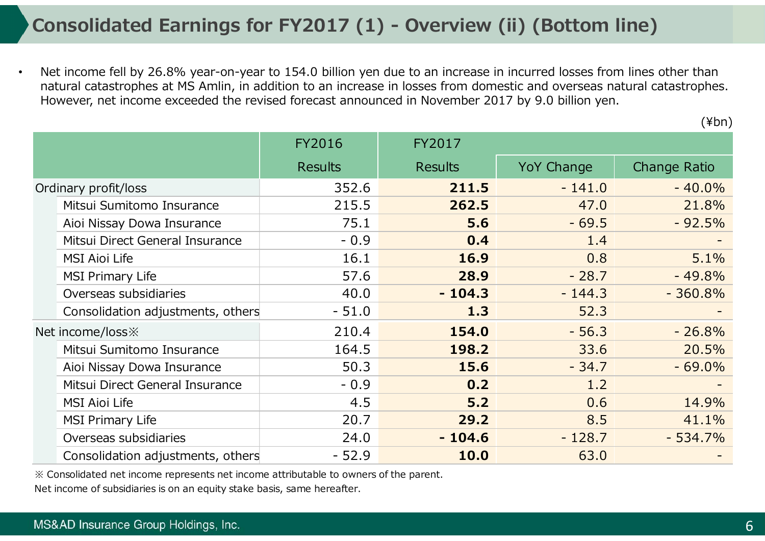# Consolidated Earnings for FY2017 (1) - Overview (ii) (Bottom line)

- Net income fell by 26.8% year-on-year to 154.0 billion yen due to an increase in incurred losses from lines other than natural catastrophes at MS Amlin, in addition to an increase in losses from domestic and overseas natural catastrophes. However, net income exceeded the revised forecast announced in November 2017 by 9.0 billion yen.

(¥bn)

| | FY2016 | FY2017 | | |
|---|---|---|---|---|
| | Results | Results | YoY Change | Change Ratio |
| Ordinary profit/loss | 352.6 | **211.5** | - 141.0 | - 40.0% |
| Mitsui Sumitomo Insurance | 215.5 | **262.5** | 47.0 | 21.8% |
| Aioi Nissay Dowa Insurance | 75.1 | **5.6** | - 69.5 | - 92.5% |
| Mitsui Direct General Insurance | - 0.9 | **0.4** | 1.4 | - |
| MSI Aioi Life | 16.1 | **16.9** | 0.8 | 5.1% |
| MSI Primary Life | 57.6 | **28.9** | - 28.7 | - 49.8% |
| Overseas subsidiaries | 40.0 | **- 104.3** | - 144.3 | - 360.8% |
| Consolidation adjustments, others | - 51.0 | **1.3** | 52.3 | - |
| Net income/loss※ | 210.4 | **154.0** | - 56.3 | - 26.8% |
| Mitsui Sumitomo Insurance | 164.5 | **198.2** | 33.6 | 20.5% |
| Aioi Nissay Dowa Insurance | 50.3 | **15.6** | - 34.7 | - 69.0% |
| Mitsui Direct General Insurance | - 0.9 | **0.2** | 1.2 | - |
| MSI Aioi Life | 4.5 | **5.2** | 0.6 | 14.9% |
| MSI Primary Life | 20.7 | **29.2** | 8.5 | 41.1% |
| Overseas subsidiaries | 24.0 | **- 104.6** | - 128.7 | - 534.7% |
| Consolidation adjustments, others | - 52.9 | **10.0** | 63.0 | - |

※ Consolidated net income represents net income attributable to owners of the parent.

Net income of subsidiaries is on an equity stake basis, same hereafter.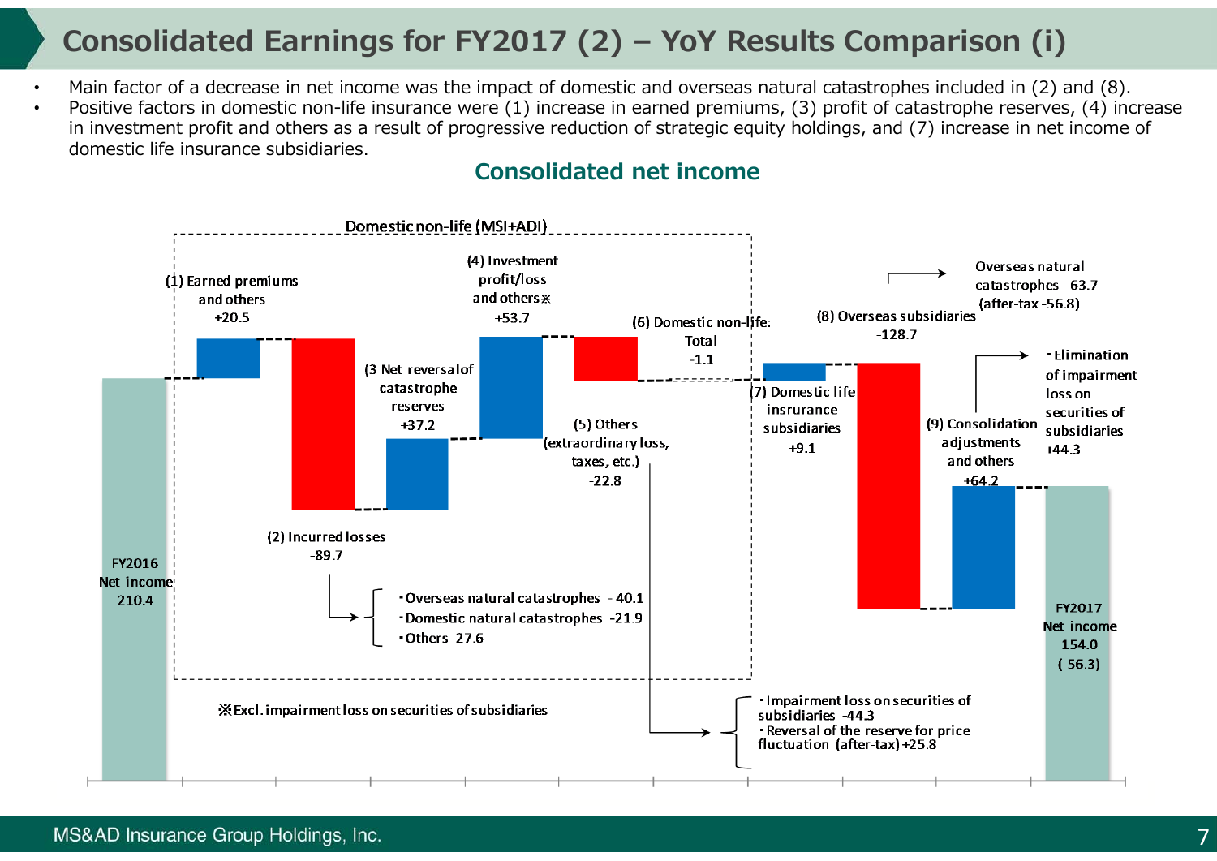# Consolidated Earnings for FY2017 (2) – YoY Results Comparison (i)

- Main factor of a decrease in net income was the impact of domestic and overseas natural catastrophes included in (2) and (8).
- Positive factors in domestic non-life insurance were (1) increase in earned premiums, (3) profit of catastrophe reserves, (4) increase in investment profit and others as a result of progressive reduction of strategic equity holdings, and (7) increase in net income of domestic life insurance subsidiaries.

## Consolidated net income

FY2016 Net income 210.4

**Domestic non-life (MSI+ADI)**

- (1) Earned premiums and others +20.5
- (2) Incurred losses -89.7
  - ・Overseas natural catastrophes -40.1
  - ・Domestic natural catastrophes -21.9
  - ・Others -27.6
- (3 Net reversal of catastrophe reserves +37.2
- (4) Investment profit/loss and others※ +53.7
- (5) Others (extraordinary loss, taxes, etc.) -22.8
  - ・Impairment loss on securities of subsidiaries -44.3
  - ・Reversal of the reserve for price fluctuation (after-tax) +25.8
- (6) Domestic non-life: Total -1.1

※Excl. impairment loss on securities of subsidiaries

- (7) Domestic life insrurance subsidiaries +9.1
- (8) Overseas subsidiaries -128.7
  - Overseas natural catastrophes -63.7 (after-tax -56.8)
- (9) Consolidation adjustments and others +64.2
  - ・Elimination of impairment loss on securities of subsidiaries +44.3

FY2017 Net income 154.0 (-56.3)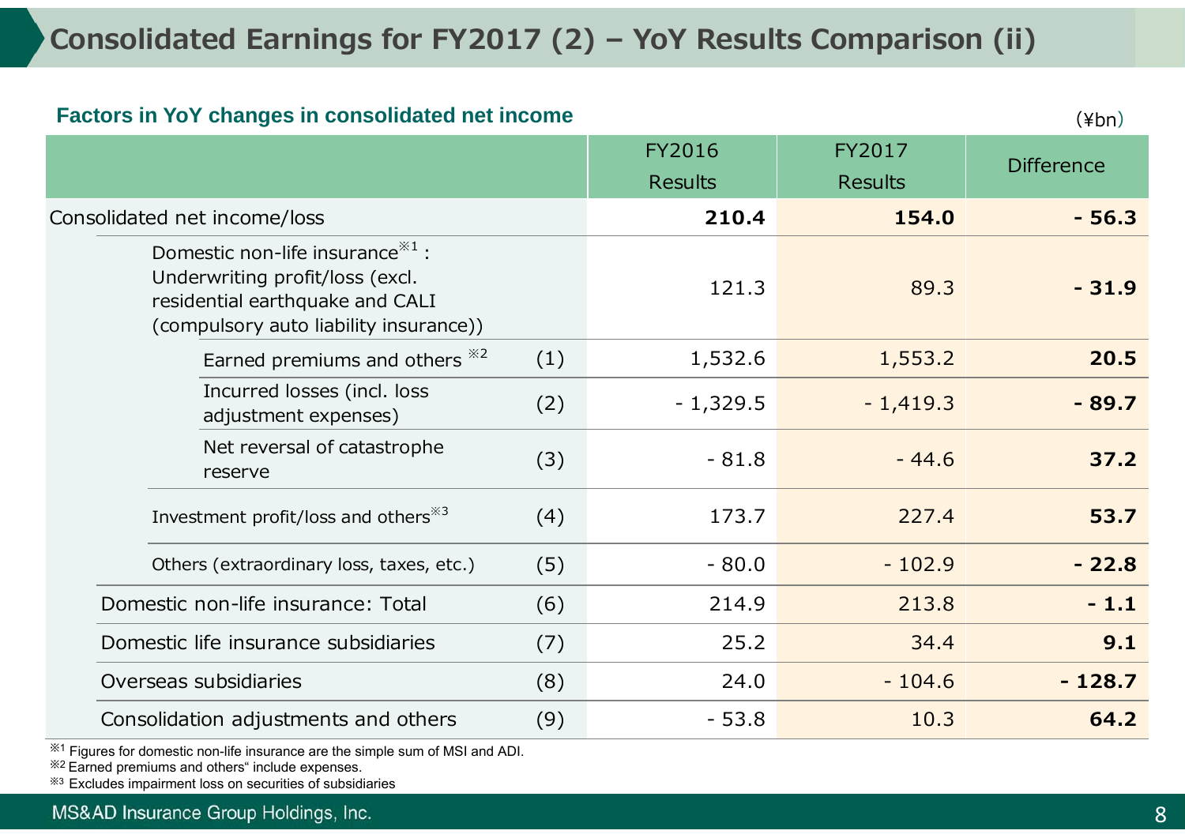# Consolidated Earnings for FY2017 (2) – YoY Results Comparison (ii)

## Factors in YoY changes in consolidated net income

(¥bn)

| | | FY2016 Results | FY2017 Results | Difference |
|---|---|---|---|---|
| Consolidated net income/loss | | **210.4** | **154.0** | **- 56.3** |
| Domestic non-life insurance※1 : Underwriting profit/loss (excl. residential earthquake and CALI (compulsory auto liability insurance)) | | 121.3 | 89.3 | **- 31.9** |
| Earned premiums and others ※2 | (1) | 1,532.6 | 1,553.2 | **20.5** |
| Incurred losses (incl. loss adjustment expenses) | (2) | - 1,329.5 | - 1,419.3 | **- 89.7** |
| Net reversal of catastrophe reserve | (3) | - 81.8 | - 44.6 | **37.2** |
| Investment profit/loss and others※3 | (4) | 173.7 | 227.4 | **53.7** |
| Others (extraordinary loss, taxes, etc.) | (5) | - 80.0 | - 102.9 | **- 22.8** |
| Domestic non-life insurance: Total | (6) | 214.9 | 213.8 | **- 1.1** |
| Domestic life insurance subsidiaries | (7) | 25.2 | 34.4 | **9.1** |
| Overseas subsidiaries | (8) | 24.0 | - 104.6 | **- 128.7** |
| Consolidation adjustments and others | (9) | - 53.8 | 10.3 | **64.2** |

※1 Figures for domestic non-life insurance are the simple sum of MSI and ADI.
※2 Earned premiums and others" include expenses.
※3 Excludes impairment loss on securities of subsidiaries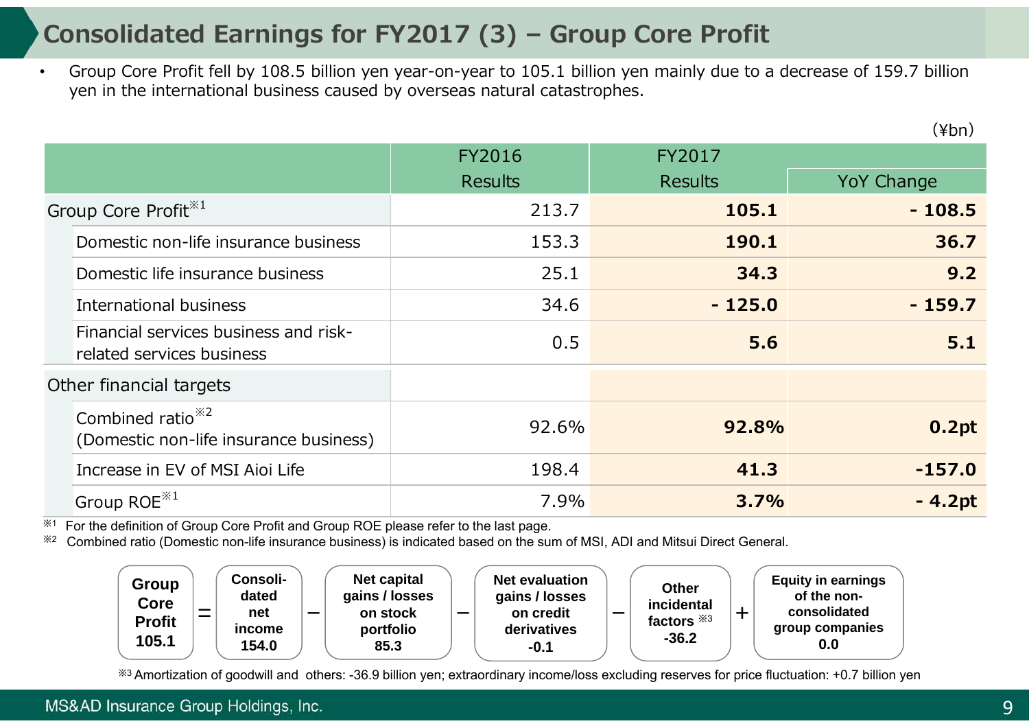# Consolidated Earnings for FY2017 (3) – Group Core Profit

- Group Core Profit fell by 108.5 billion yen year-on-year to 105.1 billion yen mainly due to a decrease of 159.7 billion yen in the international business caused by overseas natural catastrophes.

(¥bn)

| | FY2016 Results | FY2017 Results | YoY Change |
|---|---|---|---|
| Group Core Profit※1 | 213.7 | **105.1** | **- 108.5** |
| Domestic non-life insurance business | 153.3 | **190.1** | **36.7** |
| Domestic life insurance business | 25.1 | **34.3** | **9.2** |
| International business | 34.6 | **- 125.0** | **- 159.7** |
| Financial services business and risk-related services business | 0.5 | **5.6** | **5.1** |
| Other financial targets | | | |
| Combined ratio※2 (Domestic non-life insurance business) | 92.6% | **92.8%** | **0.2pt** |
| Increase in EV of MSI Aioi Life | 198.4 | **41.3** | **-157.0** |
| Group ROE※1 | 7.9% | **3.7%** | **- 4.2pt** |

※1 For the definition of Group Core Profit and Group ROE please refer to the last page.

※2 Combined ratio (Domestic non-life insurance business) is indicated based on the sum of MSI, ADI and Mitsui Direct General.

**Group Core Profit 105.1** = **Consolidated net income 154.0** − **Net capital gains / losses on stock portfolio 85.3** − **Net evaluation gains / losses on credit derivatives -0.1** − **Other incidental factors※3 -36.2** + **Equity in earnings of the non-consolidated group companies 0.0**

※3 Amortization of goodwill and others: -36.9 billion yen; extraordinary income/loss excluding reserves for price fluctuation: +0.7 billion yen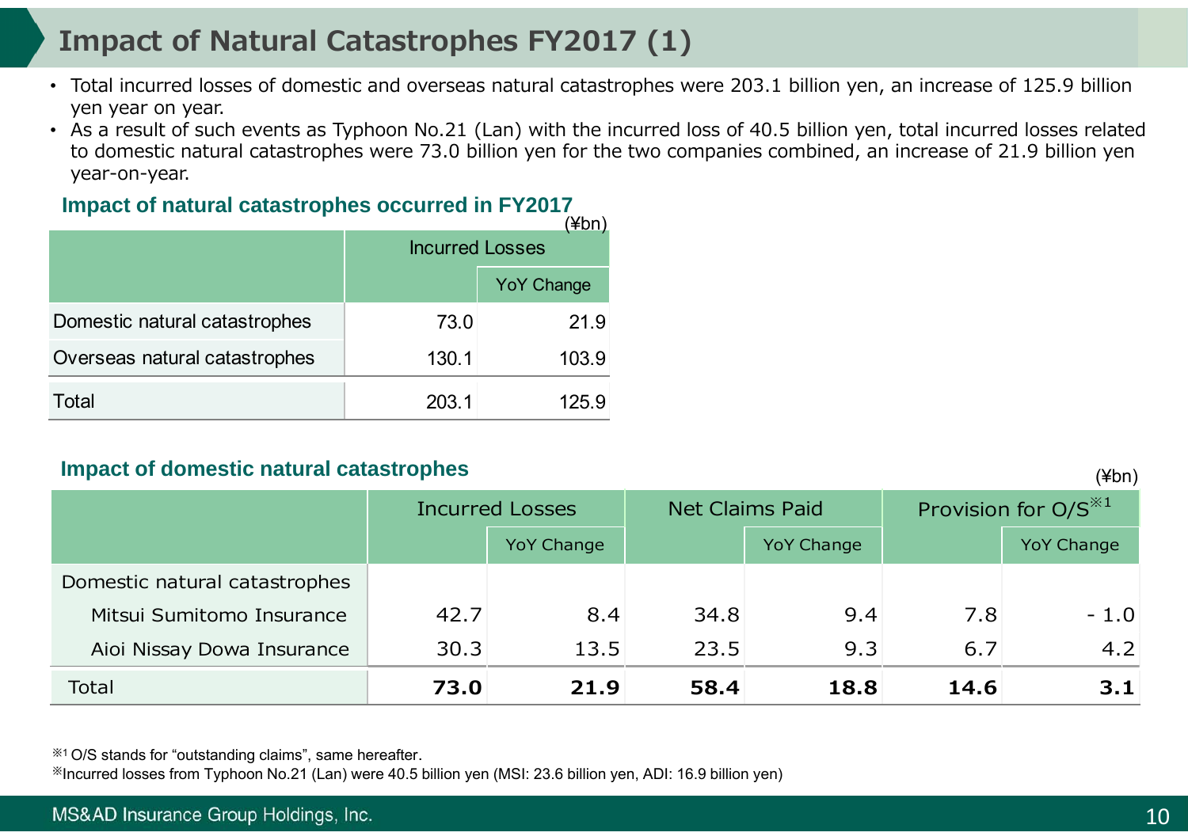# Impact of Natural Catastrophes FY2017 (1)

- Total incurred losses of domestic and overseas natural catastrophes were 203.1 billion yen, an increase of 125.9 billion yen year on year.
- As a result of such events as Typhoon No.21 (Lan) with the incurred loss of 40.5 billion yen, total incurred losses related to domestic natural catastrophes were 73.0 billion yen for the two companies combined, an increase of 21.9 billion yen year-on-year.

### Impact of natural catastrophes occurred in FY2017

(¥bn)

| | Incurred Losses | |
|---|---|---|
| | | YoY Change |
| Domestic natural catastrophes | 73.0 | 21.9 |
| Overseas natural catastrophes | 130.1 | 103.9 |
| Total | 203.1 | 125.9 |

### Impact of domestic natural catastrophes

(¥bn)

| | Incurred Losses | | Net Claims Paid | | Provision for O/S[※1] | |
|---|---|---|---|---|---|---|
| | | YoY Change | | YoY Change | | YoY Change |
| Domestic natural catastrophes | | | | | | |
| Mitsui Sumitomo Insurance | 42.7 | 8.4 | 34.8 | 9.4 | 7.8 | - 1.0 |
| Aioi Nissay Dowa Insurance | 30.3 | 13.5 | 23.5 | 9.3 | 6.7 | 4.2 |
| Total | **73.0** | **21.9** | **58.4** | **18.8** | **14.6** | **3.1** |

※1 O/S stands for "outstanding claims", same hereafter.

※Incurred losses from Typhoon No.21 (Lan) were 40.5 billion yen (MSI: 23.6 billion yen, ADI: 16.9 billion yen)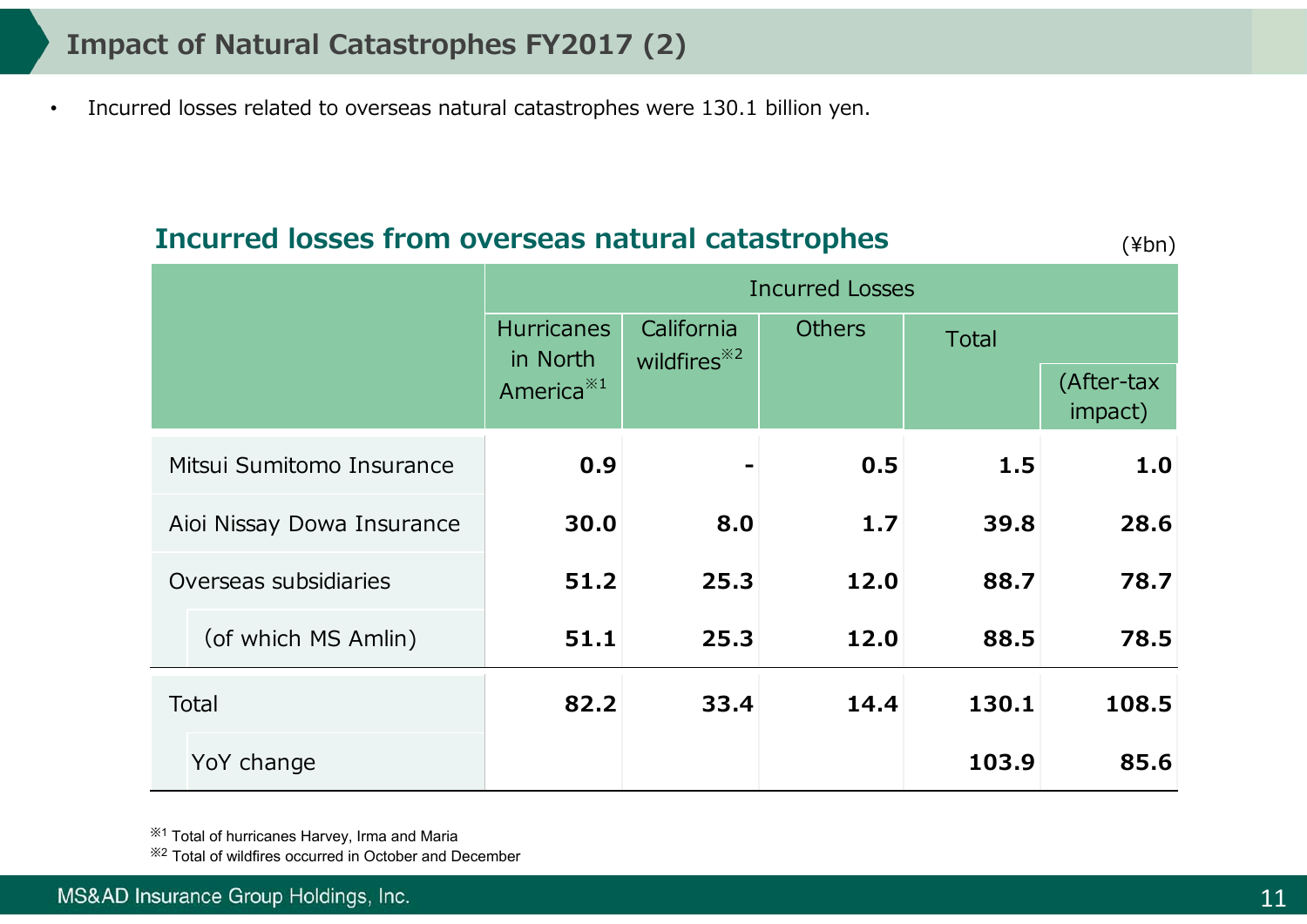# Impact of Natural Catastrophes FY2017 (2)

- Incurred losses related to overseas natural catastrophes were 130.1 billion yen.

## Incurred losses from overseas natural catastrophes

(¥bn)

| | Incurred Losses | | | | |
|---|---|---|---|---|---|
| | Hurricanes in North America※1 | California wildfires※2 | Others | Total | (After-tax impact) |
| Mitsui Sumitomo Insurance | **0.9** | **-** | **0.5** | **1.5** | **1.0** |
| Aioi Nissay Dowa Insurance | **30.0** | **8.0** | **1.7** | **39.8** | **28.6** |
| Overseas subsidiaries | **51.2** | **25.3** | **12.0** | **88.7** | **78.7** |
| (of which MS Amlin) | **51.1** | **25.3** | **12.0** | **88.5** | **78.5** |
| Total | **82.2** | **33.4** | **14.4** | **130.1** | **108.5** |
| YoY change | | | | **103.9** | **85.6** |

※1 Total of hurricanes Harvey, Irma and Maria
※2 Total of wildfires occurred in October and December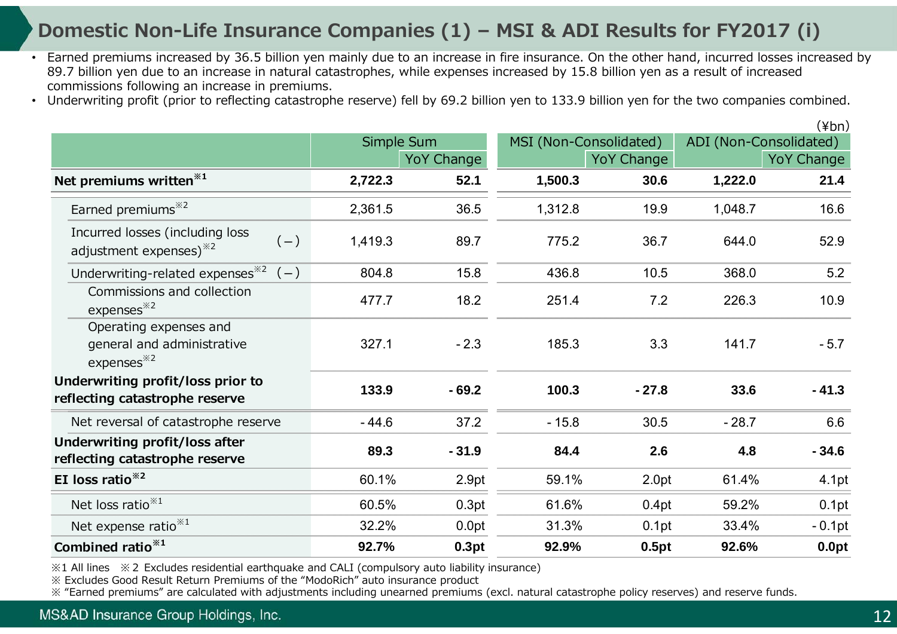# Domestic Non-Life Insurance Companies (1) – MSI & ADI Results for FY2017 (i)

- Earned premiums increased by 36.5 billion yen mainly due to an increase in fire insurance. On the other hand, incurred losses increased by 89.7 billion yen due to an increase in natural catastrophes, while expenses increased by 15.8 billion yen as a result of increased commissions following an increase in premiums.
- Underwriting profit (prior to reflecting catastrophe reserve) fell by 69.2 billion yen to 133.9 billion yen for the two companies combined.

(¥bn)

| | Simple Sum | | MSI (Non-Consolidated) | | ADI (Non-Consolidated) | |
|---|---|---|---|---|---|---|
| | | YoY Change | | YoY Change | | YoY Change |
| **Net premiums written※1** | **2,722.3** | **52.1** | **1,500.3** | **30.6** | **1,222.0** | **21.4** |
| Earned premiums※2 | 2,361.5 | 36.5 | 1,312.8 | 19.9 | 1,048.7 | 16.6 |
| Incurred losses (including loss adjustment expenses)※2 (－) | 1,419.3 | 89.7 | 775.2 | 36.7 | 644.0 | 52.9 |
| Underwriting-related expenses※2 (－) | 804.8 | 15.8 | 436.8 | 10.5 | 368.0 | 5.2 |
| Commissions and collection expenses※2 | 477.7 | 18.2 | 251.4 | 7.2 | 226.3 | 10.9 |
| Operating expenses and general and administrative expenses※2 | 327.1 | - 2.3 | 185.3 | 3.3 | 141.7 | - 5.7 |
| **Underwriting profit/loss prior to reflecting catastrophe reserve** | **133.9** | **- 69.2** | **100.3** | **- 27.8** | **33.6** | **- 41.3** |
| Net reversal of catastrophe reserve | - 44.6 | 37.2 | - 15.8 | 30.5 | - 28.7 | 6.6 |
| **Underwriting profit/loss after reflecting catastrophe reserve** | **89.3** | **- 31.9** | **84.4** | **2.6** | **4.8** | **- 34.6** |
| **EI loss ratio※2** | 60.1% | 2.9pt | 59.1% | 2.0pt | 61.4% | 4.1pt |
| Net loss ratio※1 | 60.5% | 0.3pt | 61.6% | 0.4pt | 59.2% | 0.1pt |
| Net expense ratio※1 | 32.2% | 0.0pt | 31.3% | 0.1pt | 33.4% | - 0.1pt |
| **Combined ratio※1** | **92.7%** | **0.3pt** | **92.9%** | **0.5pt** | **92.6%** | **0.0pt** |

※1 All lines ※2 Excludes residential earthquake and CALI (compulsory auto liability insurance)
※ Excludes Good Result Return Premiums of the "ModoRich" auto insurance product
※ "Earned premiums" are calculated with adjustments including unearned premiums (excl. natural catastrophe policy reserves) and reserve funds.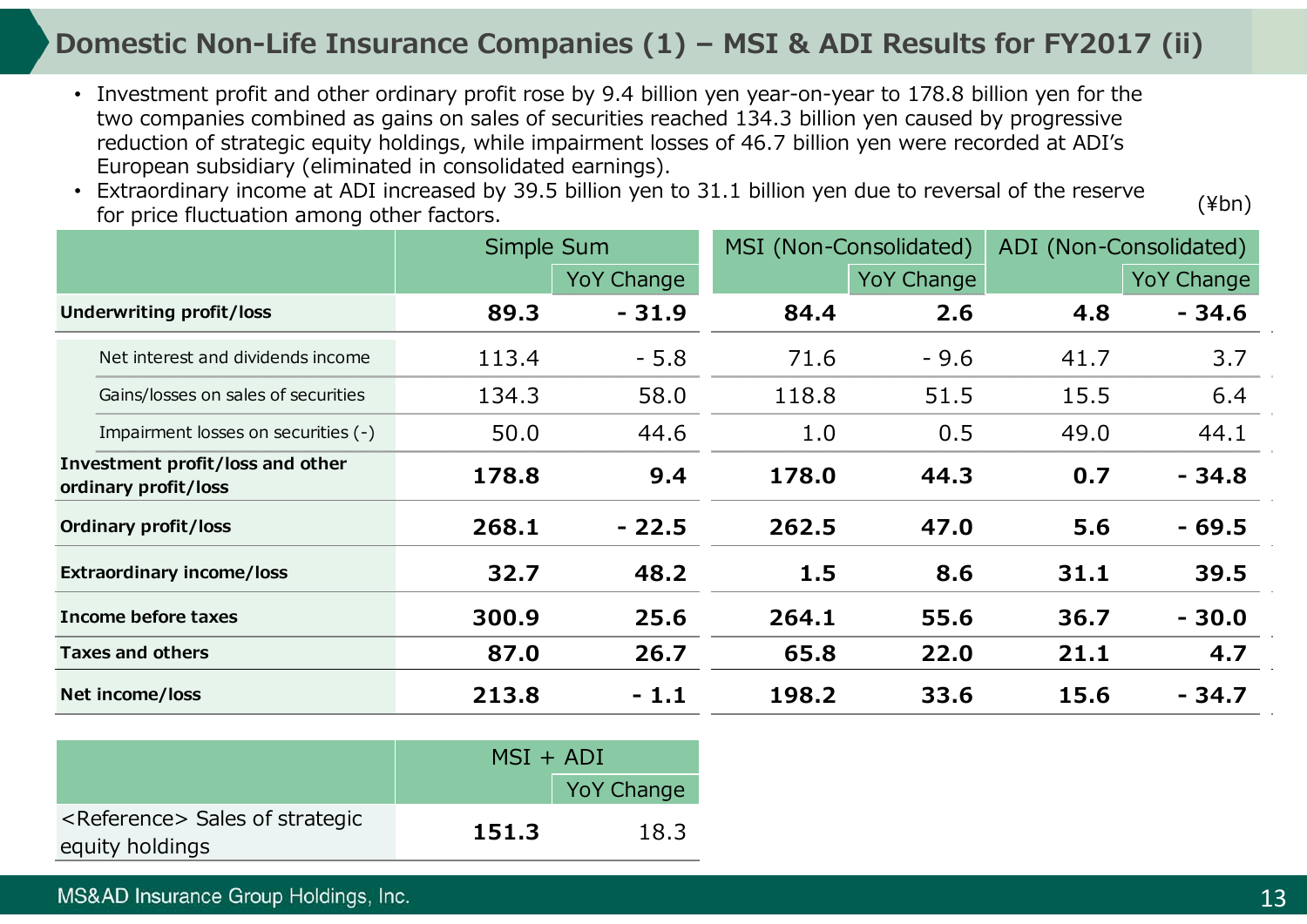# Domestic Non-Life Insurance Companies (1) – MSI & ADI Results for FY2017 (ii)

- Investment profit and other ordinary profit rose by 9.4 billion yen year-on-year to 178.8 billion yen for the two companies combined as gains on sales of securities reached 134.3 billion yen caused by progressive reduction of strategic equity holdings, while impairment losses of 46.7 billion yen were recorded at ADI's European subsidiary (eliminated in consolidated earnings).
- Extraordinary income at ADI increased by 39.5 billion yen to 31.1 billion yen due to reversal of the reserve for price fluctuation among other factors.

(¥bn)

| | Simple Sum | | MSI (Non-Consolidated) | | ADI (Non-Consolidated) | |
|---|---|---|---|---|---|---|
| | | YoY Change | | YoY Change | | YoY Change |
| **Underwriting profit/loss** | **89.3** | **- 31.9** | **84.4** | **2.6** | **4.8** | **- 34.6** |
| Net interest and dividends income | 113.4 | - 5.8 | 71.6 | - 9.6 | 41.7 | 3.7 |
| Gains/losses on sales of securities | 134.3 | 58.0 | 118.8 | 51.5 | 15.5 | 6.4 |
| Impairment losses on securities (-) | 50.0 | 44.6 | 1.0 | 0.5 | 49.0 | 44.1 |
| **Investment profit/loss and other ordinary profit/loss** | **178.8** | **9.4** | **178.0** | **44.3** | **0.7** | **- 34.8** |
| **Ordinary profit/loss** | **268.1** | **- 22.5** | **262.5** | **47.0** | **5.6** | **- 69.5** |
| **Extraordinary income/loss** | **32.7** | **48.2** | **1.5** | **8.6** | **31.1** | **39.5** |
| **Income before taxes** | **300.9** | **25.6** | **264.1** | **55.6** | **36.7** | **- 30.0** |
| **Taxes and others** | **87.0** | **26.7** | **65.8** | **22.0** | **21.1** | **4.7** |
| **Net income/loss** | **213.8** | **- 1.1** | **198.2** | **33.6** | **15.6** | **- 34.7** |

| | MSI + ADI | |
|---|---|---|
| | | YoY Change |
| <Reference> Sales of strategic equity holdings | **151.3** | 18.3 |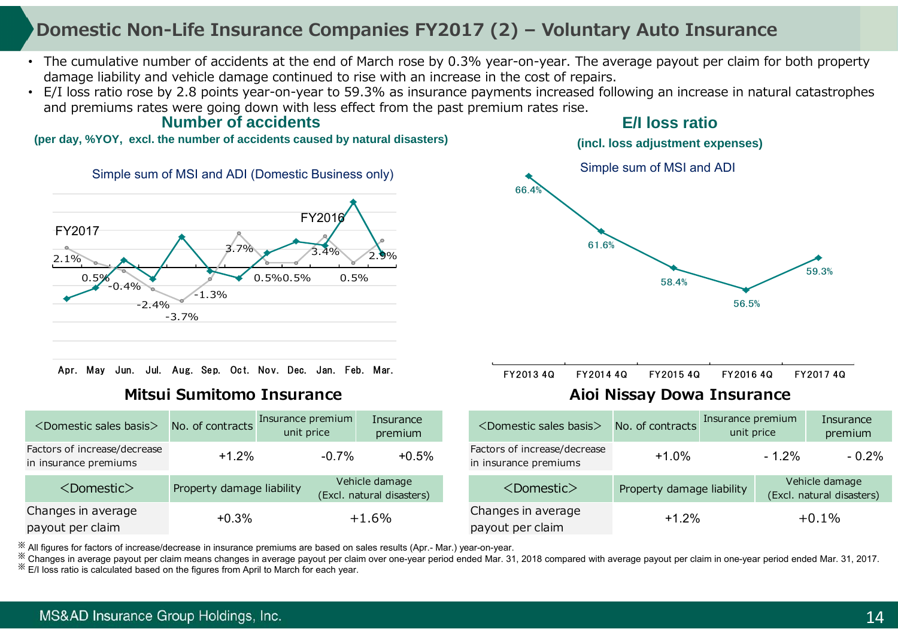# Domestic Non-Life Insurance Companies FY2017 (2) – Voluntary Auto Insurance

- The cumulative number of accidents at the end of March rose by 0.3% year-on-year. The average payout per claim for both property damage liability and vehicle damage continued to rise with an increase in the cost of repairs.
- E/I loss ratio rose by 2.8 points year-on-year to 59.3% as insurance payments increased following an increase in natural catastrophes and premiums rates were going down with less effect from the past premium rates rise.

### Number of accidents

**(per day, %YOY, excl. the number of accidents caused by natural disasters)**

Simple sum of MSI and ADI (Domestic Business only)

FY2017 / FY2016

| | Apr. | May | Jun. | Jul. | Aug. | Sep. | Oct. | Nov. | Dec. | Jan. | Feb. | Mar. |
|---|---|---|---|---|---|---|---|---|---|---|---|---|
| FY2016 | 2.1% | 0.5% | -0.4% | -2.4% | -3.7% | -1.3% | 3.7% | 0.5% | 0.5% | 3.4% | 0.5% | 2.9% |

### E/I loss ratio

**(incl. loss adjustment expenses)**

Simple sum of MSI and ADI

| FY2013 4Q | FY2014 4Q | FY2015 4Q | FY2016 4Q | FY2017 4Q |
|---|---|---|---|---|
| 66.4% | 61.6% | 58.4% | 56.5% | 59.3% |

### Mitsui Sumitomo Insurance

| <Domestic sales basis> | No. of contracts | Insurance premium unit price | Insurance premium |
|---|---|---|---|
| Factors of increase/decrease in insurance premiums | +1.2% | -0.7% | +0.5% |

| <Domestic> | Property damage liability | Vehicle damage (Excl. natural disasters) |
|---|---|---|
| Changes in average payout per claim | +0.3% | +1.6% |

### Aioi Nissay Dowa Insurance

| <Domestic sales basis> | No. of contracts | Insurance premium unit price | Insurance premium |
|---|---|---|---|
| Factors of increase/decrease in insurance premiums | +1.0% | - 1.2% | - 0.2% |

| <Domestic> | Property damage liability | Vehicle damage (Excl. natural disasters) |
|---|---|---|
| Changes in average payout per claim | +1.2% | +0.1% |

※ All figures for factors of increase/decrease in insurance premiums are based on sales results (Apr.- Mar.) year-on-year.
※ Changes in average payout per claim means changes in average payout per claim over one-year period ended Mar. 31, 2018 compared with average payout per claim in one-year period ended Mar. 31, 2017.
※ E/I loss ratio is calculated based on the figures from April to March for each year.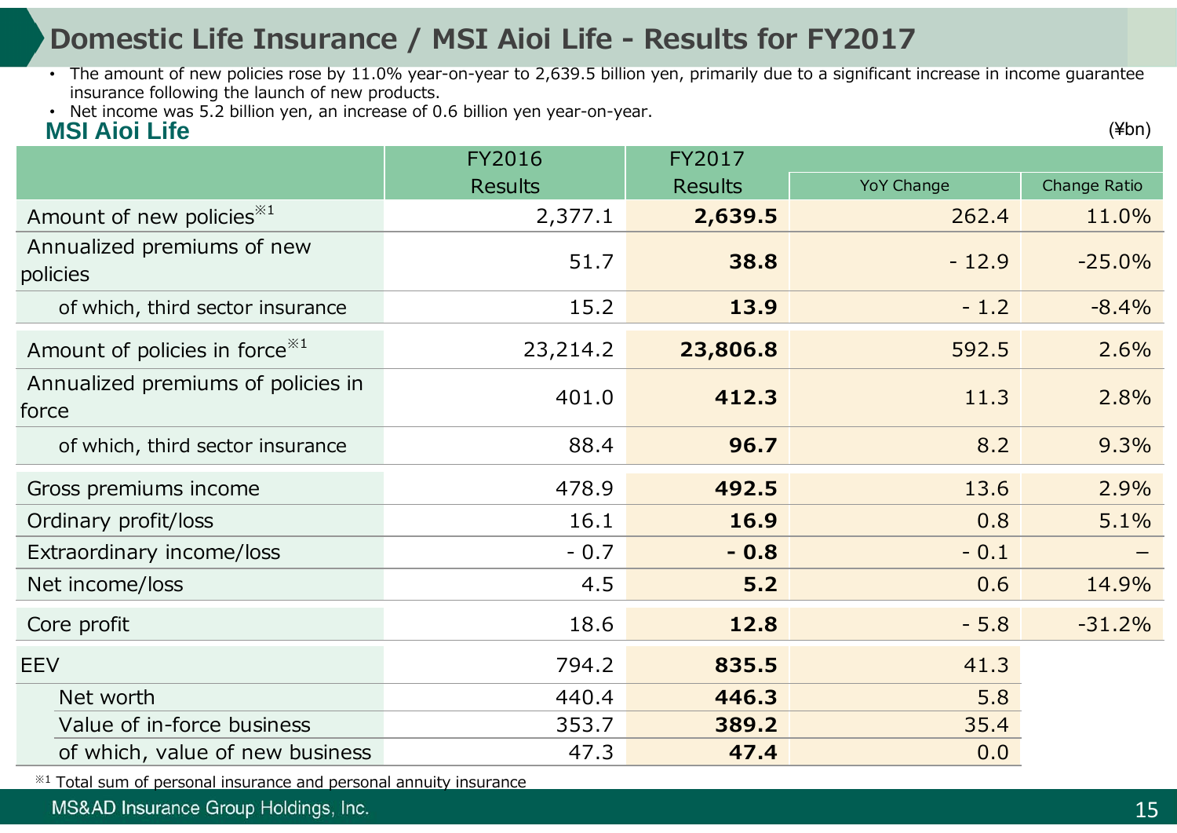# Domestic Life Insurance / MSI Aioi Life - Results for FY2017

- The amount of new policies rose by 11.0% year-on-year to 2,639.5 billion yen, primarily due to a significant increase in income guarantee insurance following the launch of new products.
- Net income was 5.2 billion yen, an increase of 0.6 billion yen year-on-year.

## MSI Aioi Life

(¥bn)

| | FY2016 Results | FY2017 Results | YoY Change | Change Ratio |
|---|---|---|---|---|
| Amount of new policies※1 | 2,377.1 | **2,639.5** | 262.4 | 11.0% |
| Annualized premiums of new policies | 51.7 | **38.8** | - 12.9 | -25.0% |
| of which, third sector insurance | 15.2 | **13.9** | - 1.2 | -8.4% |
| Amount of policies in force※1 | 23,214.2 | **23,806.8** | 592.5 | 2.6% |
| Annualized premiums of policies in force | 401.0 | **412.3** | 11.3 | 2.8% |
| of which, third sector insurance | 88.4 | **96.7** | 8.2 | 9.3% |
| Gross premiums income | 478.9 | **492.5** | 13.6 | 2.9% |
| Ordinary profit/loss | 16.1 | **16.9** | 0.8 | 5.1% |
| Extraordinary income/loss | - 0.7 | **- 0.8** | - 0.1 | – |
| Net income/loss | 4.5 | **5.2** | 0.6 | 14.9% |
| Core profit | 18.6 | **12.8** | - 5.8 | -31.2% |
| EEV | 794.2 | **835.5** | 41.3 | |
| Net worth | 440.4 | **446.3** | 5.8 | |
| Value of in-force business | 353.7 | **389.2** | 35.4 | |
| of which, value of new business | 47.3 | **47.4** | 0.0 | |

※1 Total sum of personal insurance and personal annuity insurance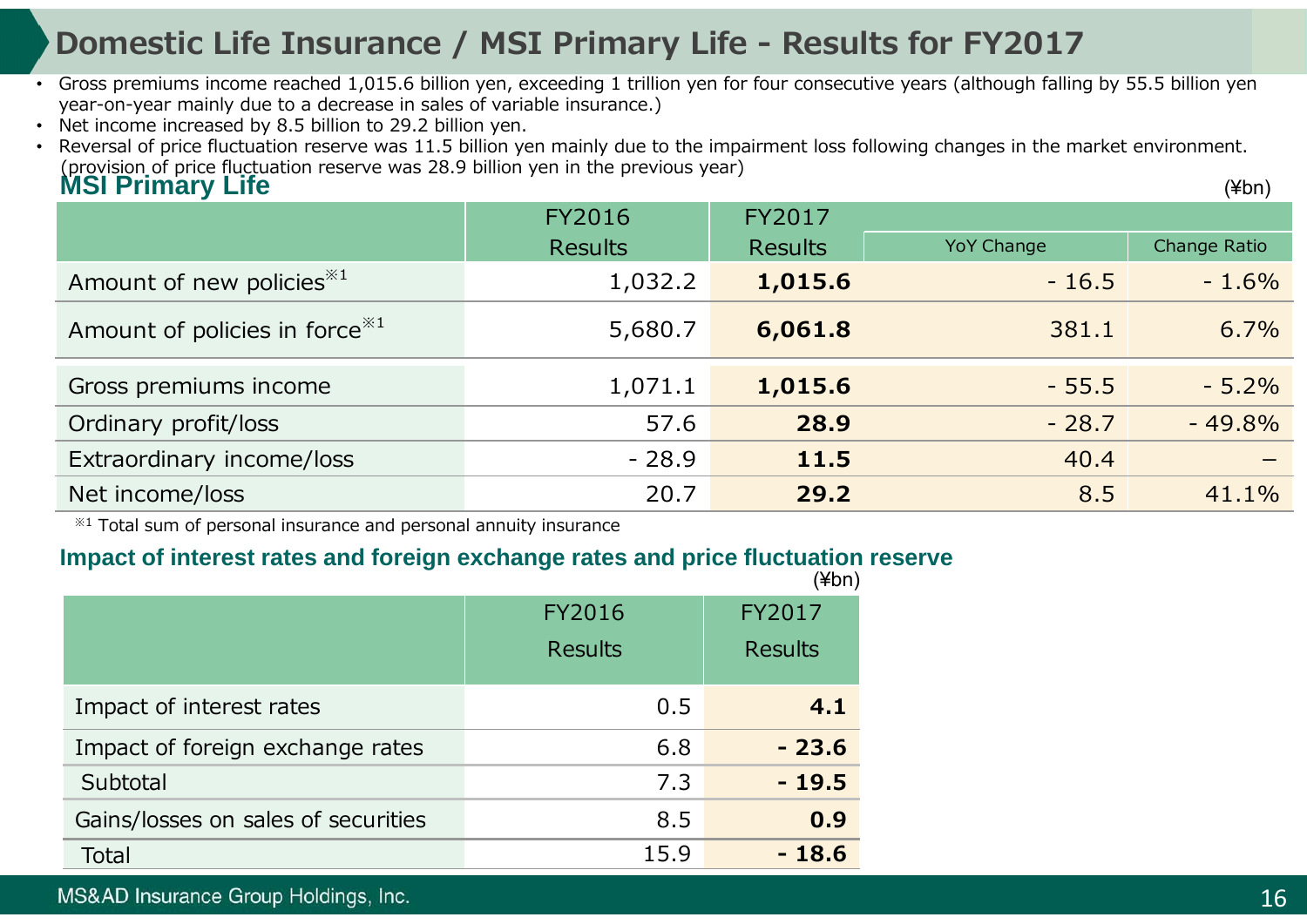# Domestic Life Insurance / MSI Primary Life - Results for FY2017

- Gross premiums income reached 1,015.6 billion yen, exceeding 1 trillion yen for four consecutive years (although falling by 55.5 billion yen year-on-year mainly due to a decrease in sales of variable insurance.)
- Net income increased by 8.5 billion to 29.2 billion yen.
- Reversal of price fluctuation reserve was 11.5 billion yen mainly due to the impairment loss following changes in the market environment. (provision of price fluctuation reserve was 28.9 billion yen in the previous year)

## MSI Primary Life

(¥bn)

| | FY2016 Results | FY2017 Results | YoY Change | Change Ratio |
|---|---|---|---|---|
| Amount of new policies※1 | 1,032.2 | **1,015.6** | - 16.5 | - 1.6% |
| Amount of policies in force※1 | 5,680.7 | **6,061.8** | 381.1 | 6.7% |
| Gross premiums income | 1,071.1 | **1,015.6** | - 55.5 | - 5.2% |
| Ordinary profit/loss | 57.6 | **28.9** | - 28.7 | - 49.8% |
| Extraordinary income/loss | - 28.9 | **11.5** | 40.4 | – |
| Net income/loss | 20.7 | **29.2** | 8.5 | 41.1% |

※1 Total sum of personal insurance and personal annuity insurance

## Impact of interest rates and foreign exchange rates and price fluctuation reserve

(¥bn)

| | FY2016 Results | FY2017 Results |
|---|---|---|
| Impact of interest rates | 0.5 | **4.1** |
| Impact of foreign exchange rates | 6.8 | **- 23.6** |
| Subtotal | 7.3 | **- 19.5** |
| Gains/losses on sales of securities | 8.5 | **0.9** |
| Total | 15.9 | **- 18.6** |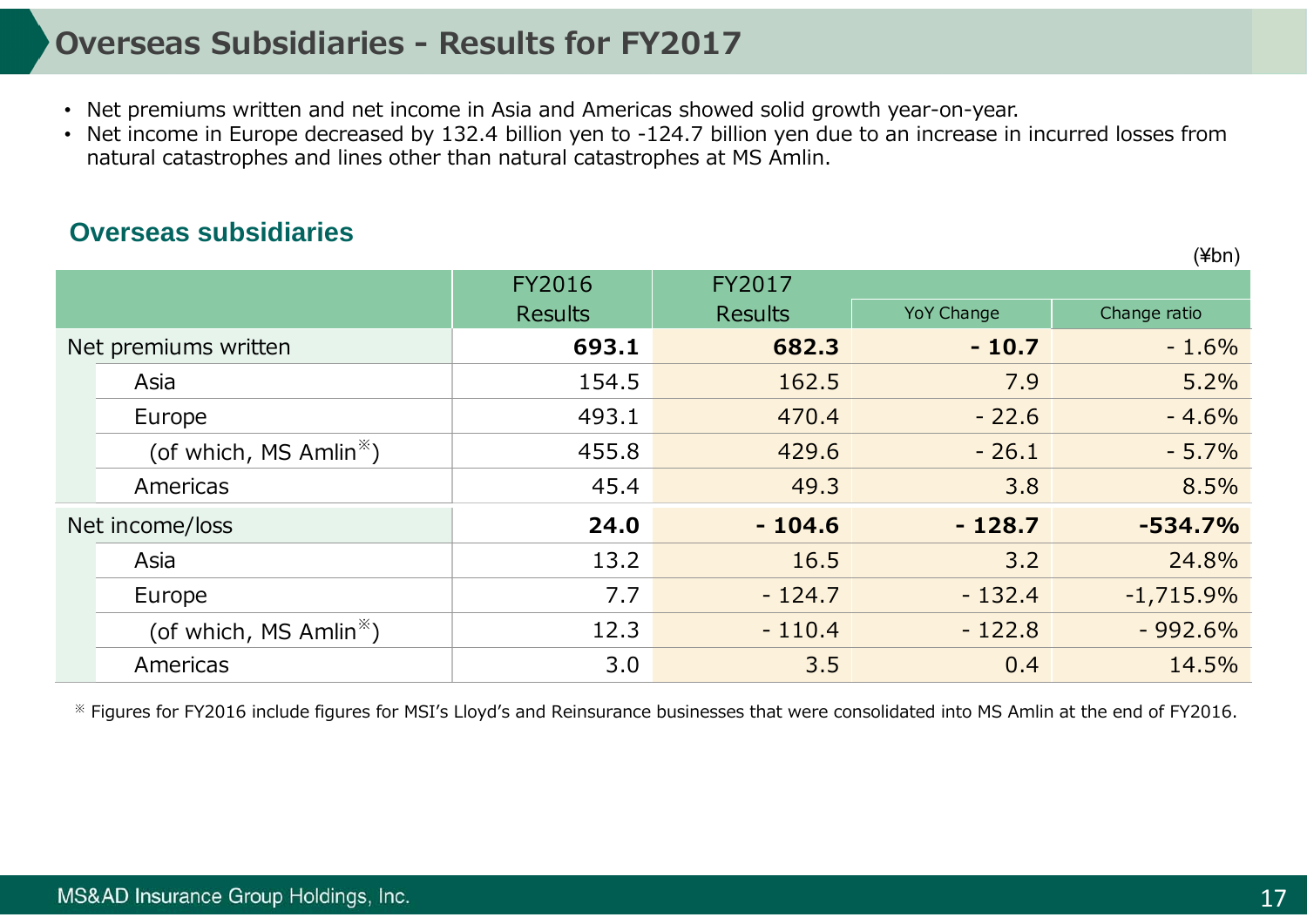# Overseas Subsidiaries - Results for FY2017

- Net premiums written and net income in Asia and Americas showed solid growth year-on-year.
- Net income in Europe decreased by 132.4 billion yen to -124.7 billion yen due to an increase in incurred losses from natural catastrophes and lines other than natural catastrophes at MS Amlin.

## Overseas subsidiaries

(¥bn)

| | FY2016 Results | FY2017 Results | | |
|---|---|---|---|---|
| | | | YoY Change | Change ratio |
| Net premiums written | **693.1** | **682.3** | **- 10.7** | - 1.6% |
| Asia | 154.5 | 162.5 | 7.9 | 5.2% |
| Europe | 493.1 | 470.4 | - 22.6 | - 4.6% |
| (of which, MS Amlin※) | 455.8 | 429.6 | - 26.1 | - 5.7% |
| Americas | 45.4 | 49.3 | 3.8 | 8.5% |
| Net income/loss | **24.0** | **- 104.6** | **- 128.7** | **-534.7%** |
| Asia | 13.2 | 16.5 | 3.2 | 24.8% |
| Europe | 7.7 | - 124.7 | - 132.4 | -1,715.9% |
| (of which, MS Amlin※) | 12.3 | - 110.4 | - 122.8 | - 992.6% |
| Americas | 3.0 | 3.5 | 0.4 | 14.5% |

※ Figures for FY2016 include figures for MSI's Lloyd's and Reinsurance businesses that were consolidated into MS Amlin at the end of FY2016.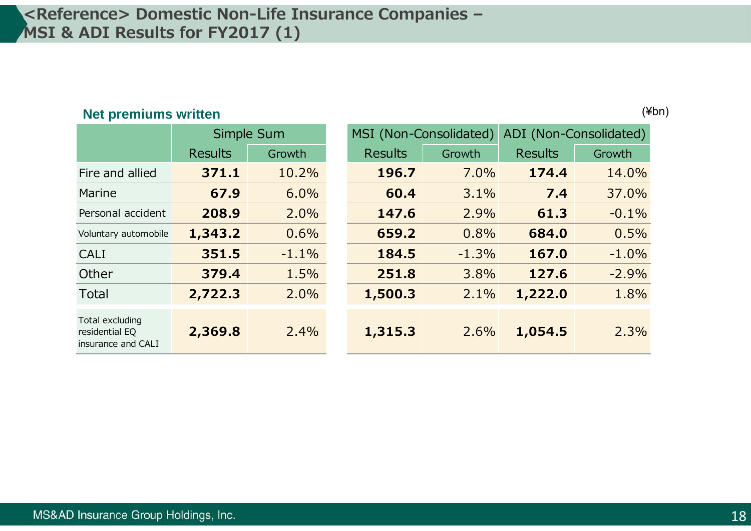# <Reference> Domestic Non-Life Insurance Companies – MSI & ADI Results for FY2017 (1)

### Net premiums written

(¥bn)

| | Simple Sum | | MSI (Non-Consolidated) | | ADI (Non-Consolidated) | |
|---|---|---|---|---|---|---|
| | Results | Growth | Results | Growth | Results | Growth |
| Fire and allied | **371.1** | 10.2% | **196.7** | 7.0% | **174.4** | 14.0% |
| Marine | **67.9** | 6.0% | **60.4** | 3.1% | **7.4** | 37.0% |
| Personal accident | **208.9** | 2.0% | **147.6** | 2.9% | **61.3** | -0.1% |
| Voluntary automobile | **1,343.2** | 0.6% | **659.2** | 0.8% | **684.0** | 0.5% |
| CALI | **351.5** | -1.1% | **184.5** | -1.3% | **167.0** | -1.0% |
| Other | **379.4** | 1.5% | **251.8** | 3.8% | **127.6** | -2.9% |
| Total | **2,722.3** | 2.0% | **1,500.3** | 2.1% | **1,222.0** | 1.8% |
| Total excluding residential EQ insurance and CALI | **2,369.8** | 2.4% | **1,315.3** | 2.6% | **1,054.5** | 2.3% |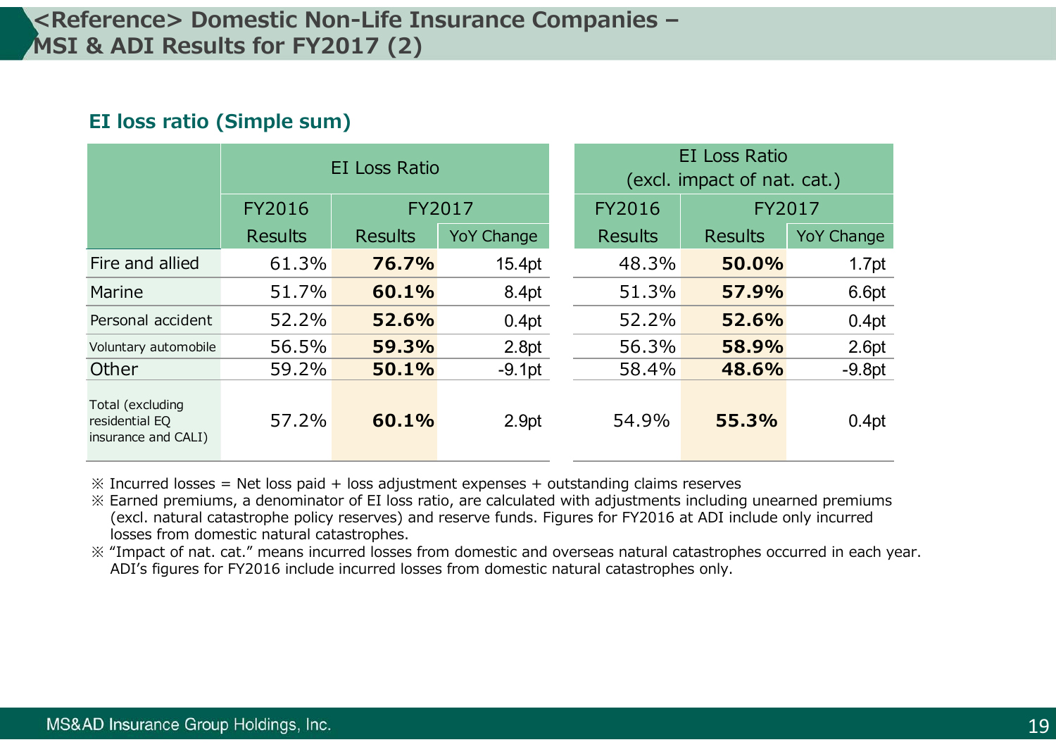# <Reference> Domestic Non-Life Insurance Companies – MSI & ADI Results for FY2017 (2)

## EI loss ratio (Simple sum)

| | EI Loss Ratio | | | EI Loss Ratio (excl. impact of nat. cat.) | | |
|---|---|---|---|---|---|---|
| | FY2016 | FY2017 | | FY2016 | FY2017 | |
| | Results | Results | YoY Change | Results | Results | YoY Change |
| Fire and allied | 61.3% | **76.7%** | 15.4pt | 48.3% | **50.0%** | 1.7pt |
| Marine | 51.7% | **60.1%** | 8.4pt | 51.3% | **57.9%** | 6.6pt |
| Personal accident | 52.2% | **52.6%** | 0.4pt | 52.2% | **52.6%** | 0.4pt |
| Voluntary automobile | 56.5% | **59.3%** | 2.8pt | 56.3% | **58.9%** | 2.6pt |
| Other | 59.2% | **50.1%** | -9.1pt | 58.4% | **48.6%** | -9.8pt |
| Total (excluding residential EQ insurance and CALI) | 57.2% | **60.1%** | 2.9pt | 54.9% | **55.3%** | 0.4pt |

※ Incurred losses = Net loss paid + loss adjustment expenses + outstanding claims reserves

※ Earned premiums, a denominator of EI loss ratio, are calculated with adjustments including unearned premiums (excl. natural catastrophe policy reserves) and reserve funds. Figures for FY2016 at ADI include only incurred losses from domestic natural catastrophes.

※ "Impact of nat. cat." means incurred losses from domestic and overseas natural catastrophes occurred in each year. ADI's figures for FY2016 include incurred losses from domestic natural catastrophes only.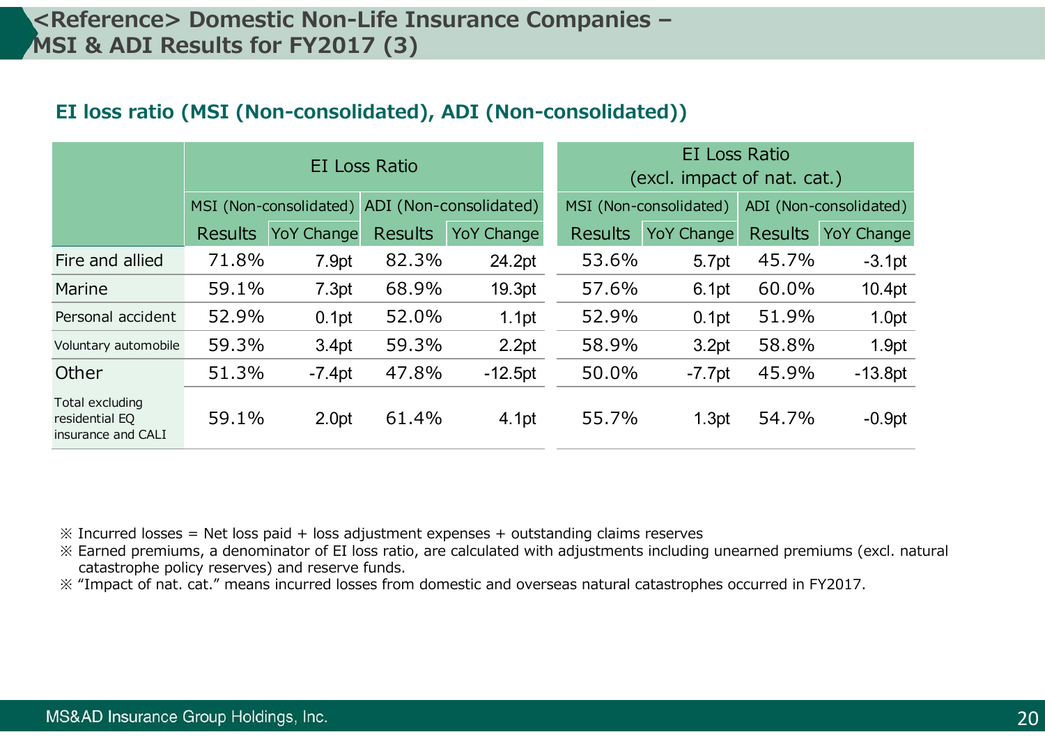# <Reference> Domestic Non-Life Insurance Companies – MSI & ADI Results for FY2017 (3)

## EI loss ratio (MSI (Non-consolidated), ADI (Non-consolidated))

| | EI Loss Ratio | | | | EI Loss Ratio (excl. impact of nat. cat.) | | | |
|---|---|---|---|---|---|---|---|---|
| | MSI (Non-consolidated) | | ADI (Non-consolidated) | | MSI (Non-consolidated) | | ADI (Non-consolidated) | |
| | Results | YoY Change | Results | YoY Change | Results | YoY Change | Results | YoY Change |
| Fire and allied | 71.8% | 7.9pt | 82.3% | 24.2pt | 53.6% | 5.7pt | 45.7% | -3.1pt |
| Marine | 59.1% | 7.3pt | 68.9% | 19.3pt | 57.6% | 6.1pt | 60.0% | 10.4pt |
| Personal accident | 52.9% | 0.1pt | 52.0% | 1.1pt | 52.9% | 0.1pt | 51.9% | 1.0pt |
| Voluntary automobile | 59.3% | 3.4pt | 59.3% | 2.2pt | 58.9% | 3.2pt | 58.8% | 1.9pt |
| Other | 51.3% | -7.4pt | 47.8% | -12.5pt | 50.0% | -7.7pt | 45.9% | -13.8pt |
| Total excluding residential EQ insurance and CALI | 59.1% | 2.0pt | 61.4% | 4.1pt | 55.7% | 1.3pt | 54.7% | -0.9pt |

※ Incurred losses = Net loss paid + loss adjustment expenses + outstanding claims reserves

※ Earned premiums, a denominator of EI loss ratio, are calculated with adjustments including unearned premiums (excl. natural catastrophe policy reserves) and reserve funds.

※ "Impact of nat. cat." means incurred losses from domestic and overseas natural catastrophes occurred in FY2017.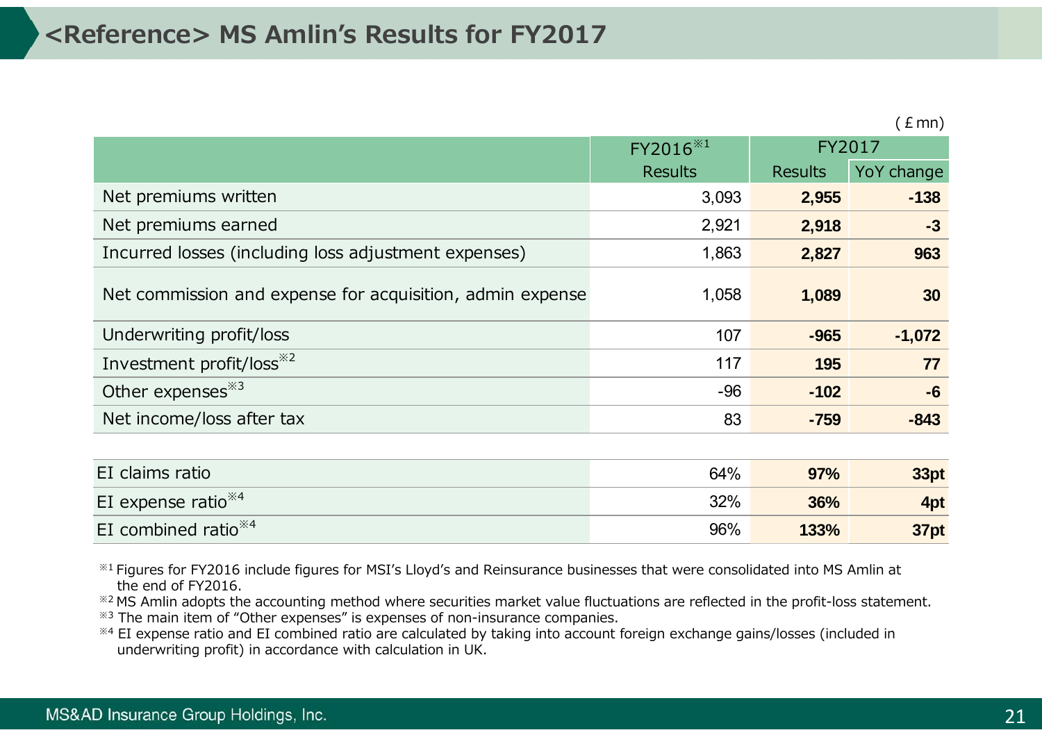# <Reference> MS Amlin's Results for FY2017

(￡mn)

| | FY2016[※1] | FY2017 | |
|---|---|---|---|
| | Results | Results | YoY change |
| Net premiums written | 3,093 | **2,955** | **-138** |
| Net premiums earned | 2,921 | **2,918** | **-3** |
| Incurred losses (including loss adjustment expenses) | 1,863 | **2,827** | **963** |
| Net commission and expense for acquisition, admin expense | 1,058 | **1,089** | **30** |
| Underwriting profit/loss | 107 | **-965** | **-1,072** |
| Investment profit/loss[※2] | 117 | **195** | **77** |
| Other expenses[※3] | -96 | **-102** | **-6** |
| Net income/loss after tax | 83 | **-759** | **-843** |
| | | | |
| EI claims ratio | 64% | **97%** | **33pt** |
| EI expense ratio[※4] | 32% | **36%** | **4pt** |
| EI combined ratio[※4] | 96% | **133%** | **37pt** |

※1 Figures for FY2016 include figures for MSI's Lloyd's and Reinsurance businesses that were consolidated into MS Amlin at the end of FY2016.

※2 MS Amlin adopts the accounting method where securities market value fluctuations are reflected in the profit-loss statement.

※3 The main item of "Other expenses" is expenses of non-insurance companies.

※4 EI expense ratio and EI combined ratio are calculated by taking into account foreign exchange gains/losses (included in underwriting profit) in accordance with calculation in UK.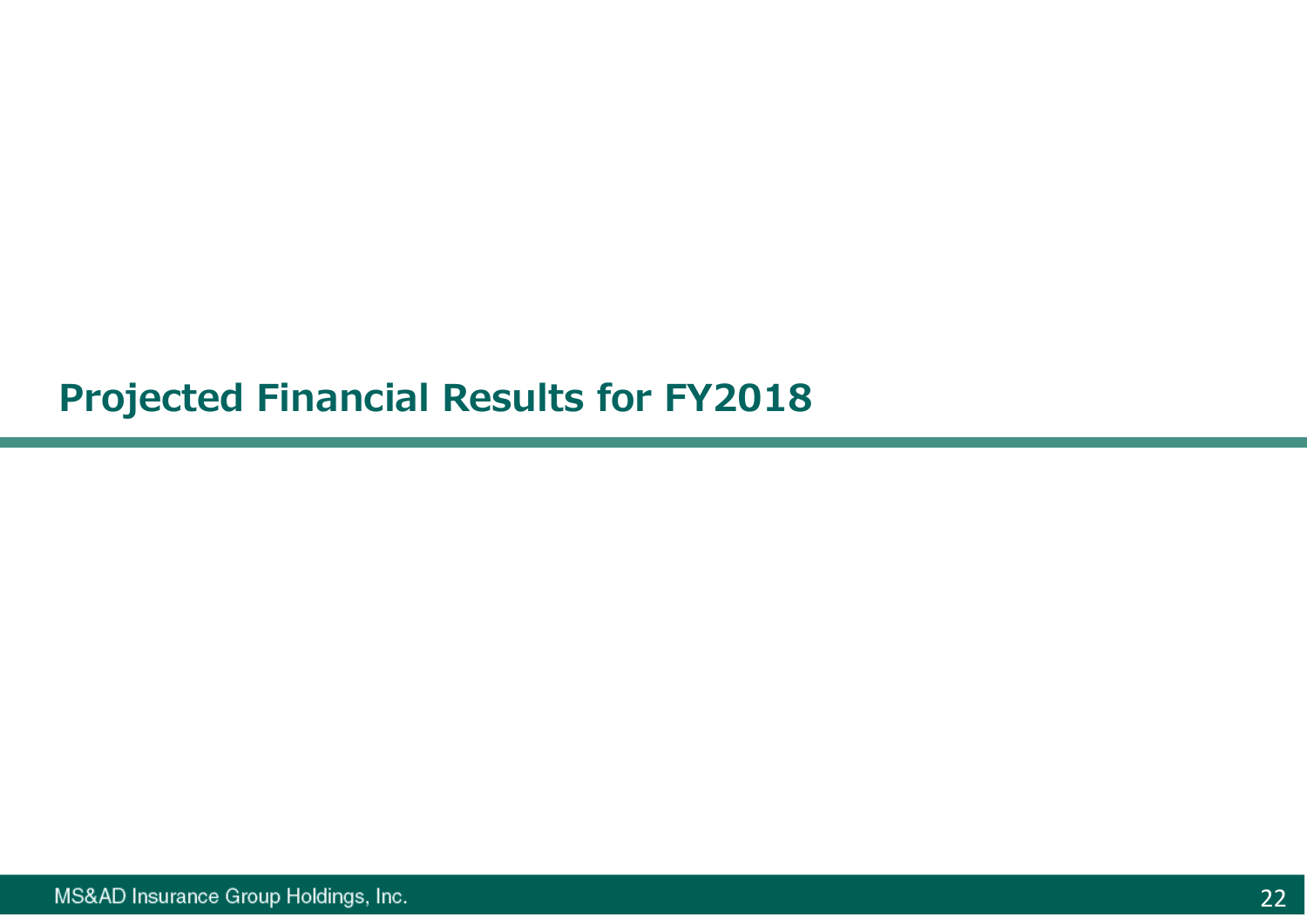# Projected Financial Results for FY2018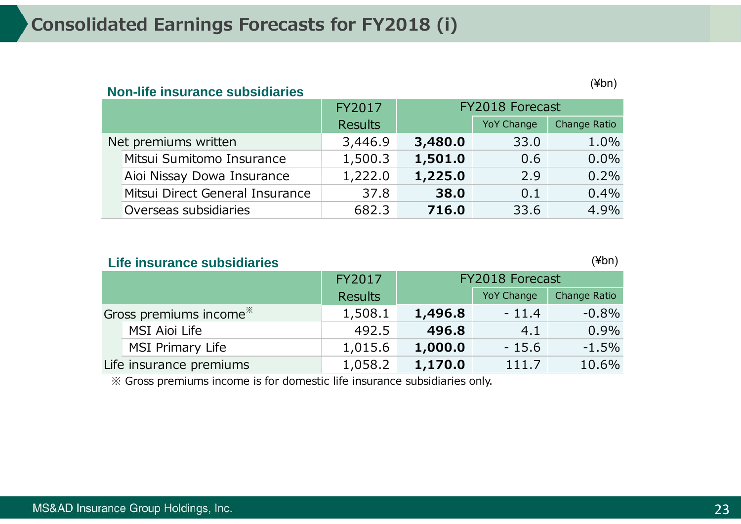# Consolidated Earnings Forecasts for FY2018 (i)

## Non-life insurance subsidiaries

(¥bn)

| | FY2017 Results | FY2018 Forecast | | |
|---|---|---|---|---|
| | | | YoY Change | Change Ratio |
| Net premiums written | 3,446.9 | **3,480.0** | 33.0 | 1.0% |
| Mitsui Sumitomo Insurance | 1,500.3 | **1,501.0** | 0.6 | 0.0% |
| Aioi Nissay Dowa Insurance | 1,222.0 | **1,225.0** | 2.9 | 0.2% |
| Mitsui Direct General Insurance | 37.8 | **38.0** | 0.1 | 0.4% |
| Overseas subsidiaries | 682.3 | **716.0** | 33.6 | 4.9% |

## Life insurance subsidiaries

(¥bn)

| | FY2017 Results | FY2018 Forecast | | |
|---|---|---|---|---|
| | | | YoY Change | Change Ratio |
| Gross premiums income※ | 1,508.1 | **1,496.8** | - 11.4 | -0.8% |
| MSI Aioi Life | 492.5 | **496.8** | 4.1 | 0.9% |
| MSI Primary Life | 1,015.6 | **1,000.0** | - 15.6 | -1.5% |
| Life insurance premiums | 1,058.2 | **1,170.0** | 111.7 | 10.6% |

※ Gross premiums income is for domestic life insurance subsidiaries only.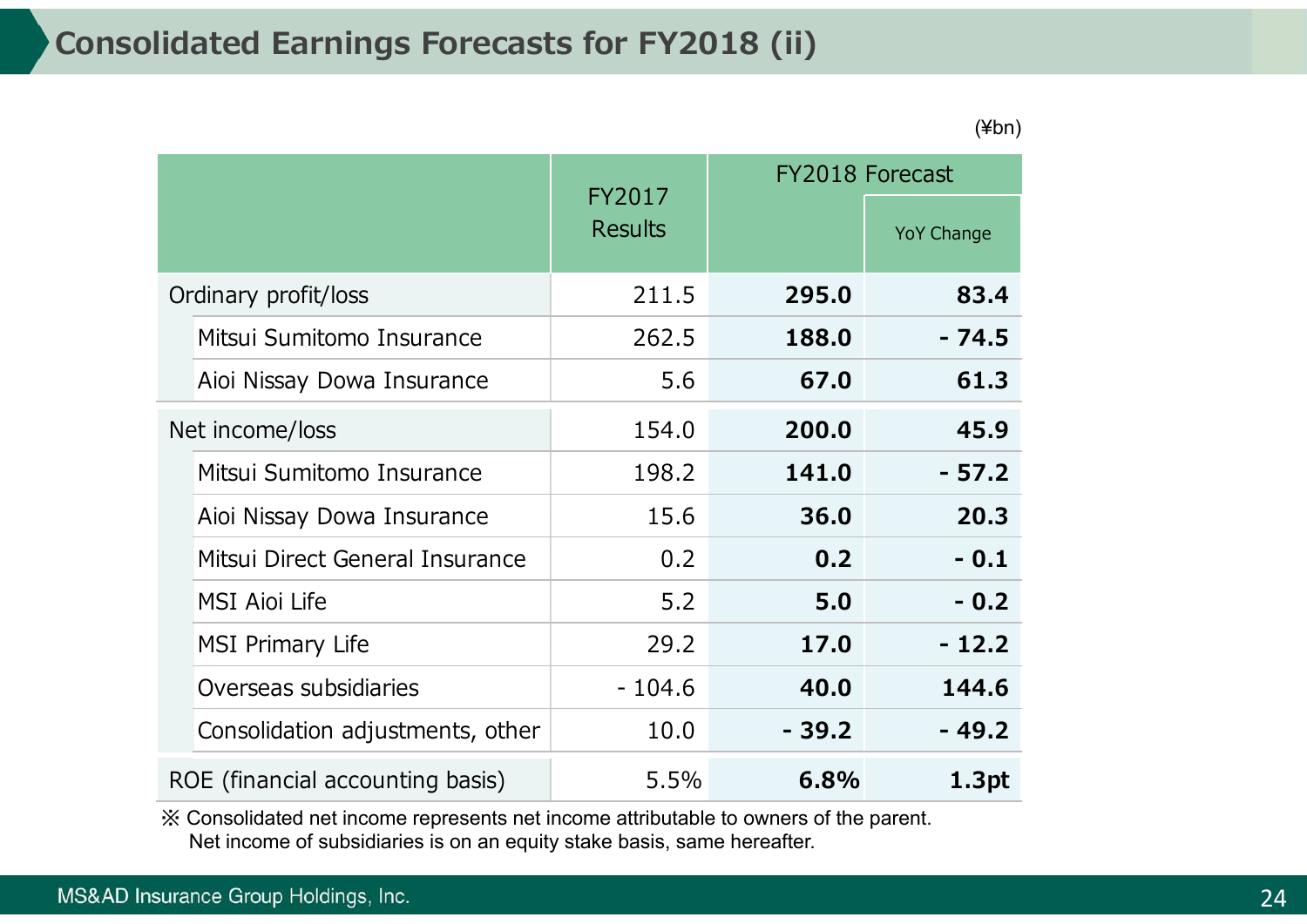# Consolidated Earnings Forecasts for FY2018 (ii)

(¥bn)

| | FY2017 Results | FY2018 Forecast | |
|---|---|---|---|
| | | | YoY Change |
| Ordinary profit/loss | 211.5 | **295.0** | **83.4** |
| Mitsui Sumitomo Insurance | 262.5 | **188.0** | **- 74.5** |
| Aioi Nissay Dowa Insurance | 5.6 | **67.0** | **61.3** |
| Net income/loss | 154.0 | **200.0** | **45.9** |
| Mitsui Sumitomo Insurance | 198.2 | **141.0** | **- 57.2** |
| Aioi Nissay Dowa Insurance | 15.6 | **36.0** | **20.3** |
| Mitsui Direct General Insurance | 0.2 | **0.2** | **- 0.1** |
| MSI Aioi Life | 5.2 | **5.0** | **- 0.2** |
| MSI Primary Life | 29.2 | **17.0** | **- 12.2** |
| Overseas subsidiaries | - 104.6 | **40.0** | **144.6** |
| Consolidation adjustments, other | 10.0 | **- 39.2** | **- 49.2** |
| ROE (financial accounting basis) | 5.5% | **6.8%** | **1.3pt** |

※ Consolidated net income represents net income attributable to owners of the parent.
Net income of subsidiaries is on an equity stake basis, same hereafter.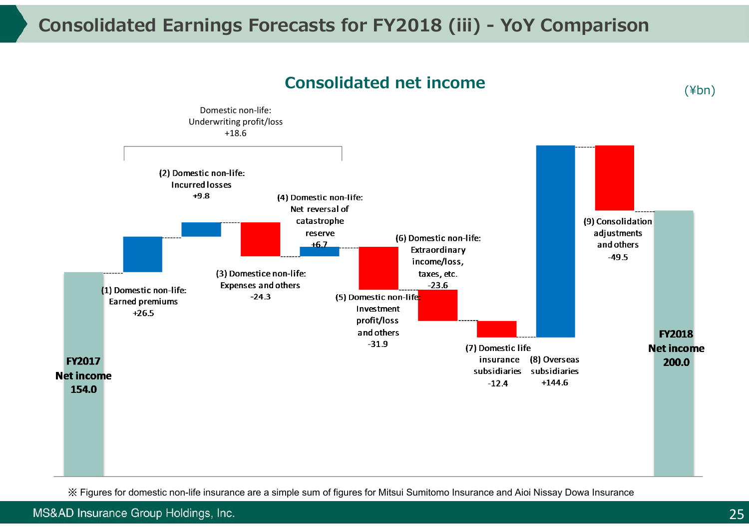# Consolidated Earnings Forecasts for FY2018 (iii) - YoY Comparison

## Consolidated net income

(¥bn)

| Item | Amount |
|---|---|
| FY2017 Net income | 154.0 |
| (1) Domestic non-life: Earned premiums | +26.5 |
| (2) Domestic non-life: Incurred losses | +9.8 |
| (3) Domestice non-life: Expenses and others | -24.3 |
| (4) Domestic non-life: Net reversal of catastrophe reserve | +6.7 |
| (5) Domestic non-life: Investment profit/loss and others | -31.9 |
| (6) Domestic non-life: Extraordinary income/loss, taxes, etc. | -23.6 |
| (7) Domestic life insurance subsidiaries | -12.4 |
| (8) Overseas subsidiaries | +144.6 |
| (9) Consolidation adjustments and others | -49.5 |
| FY2018 Net income | 200.0 |

Domestic non-life: Underwriting profit/loss +18.6 (items (1)–(4))

※ Figures for domestic non-life insurance are a simple sum of figures for Mitsui Sumitomo Insurance and Aioi Nissay Dowa Insurance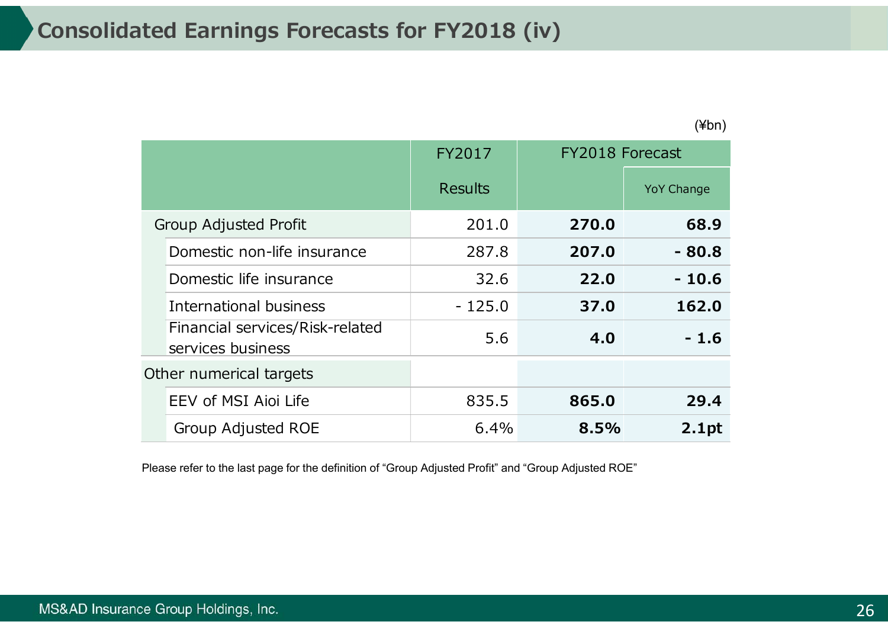# Consolidated Earnings Forecasts for FY2018 (iv)

(¥bn)

| | FY2017 Results | FY2018 Forecast | YoY Change |
|---|---|---|---|
| Group Adjusted Profit | 201.0 | **270.0** | **68.9** |
| Domestic non-life insurance | 287.8 | **207.0** | **- 80.8** |
| Domestic life insurance | 32.6 | **22.0** | **- 10.6** |
| International business | - 125.0 | **37.0** | **162.0** |
| Financial services/Risk-related services business | 5.6 | **4.0** | **- 1.6** |
| Other numerical targets | | | |
| EEV of MSI Aioi Life | 835.5 | **865.0** | **29.4** |
| Group Adjusted ROE | 6.4% | **8.5%** | **2.1pt** |

Please refer to the last page for the definition of “Group Adjusted Profit” and “Group Adjusted ROE”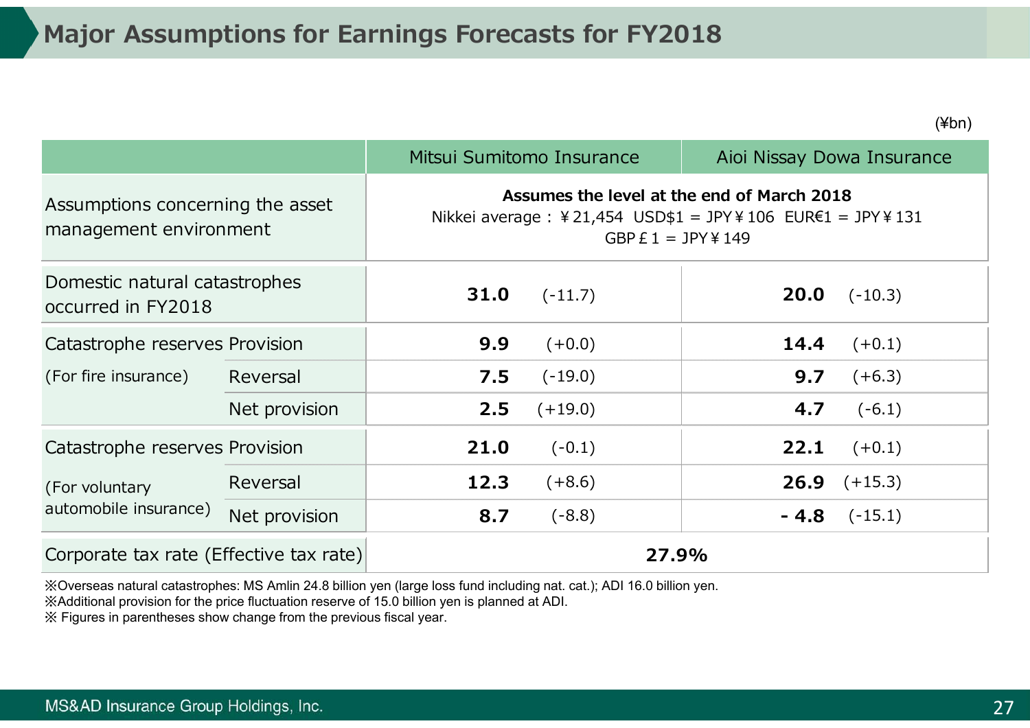# Major Assumptions for Earnings Forecasts for FY2018

(¥bn)

| | | Mitsui Sumitomo Insurance | Aioi Nissay Dowa Insurance |
|---|---|---|---|
| Assumptions concerning the asset management environment | | **Assumes the level at the end of March 2018** Nikkei average：￥21,454 USD$1 = JPY￥106 EUR€1 = JPY￥131 GBP￡1 = JPY￥149 | |
| Domestic natural catastrophes occurred in FY2018 | | **31.0** (-11.7) | **20.0** (-10.3) |
| Catastrophe reserves (For fire insurance) | Provision | **9.9** (+0.0) | **14.4** (+0.1) |
| | Reversal | **7.5** (-19.0) | **9.7** (+6.3) |
| | Net provision | **2.5** (+19.0) | **4.7** (-6.1) |
| Catastrophe reserves (For voluntary automobile insurance) | Provision | **21.0** (-0.1) | **22.1** (+0.1) |
| | Reversal | **12.3** (+8.6) | **26.9** (+15.3) |
| | Net provision | **8.7** (-8.8) | **- 4.8** (-15.1) |
| Corporate tax rate (Effective tax rate) | | **27.9%** | |

※Overseas natural catastrophes: MS Amlin 24.8 billion yen (large loss fund including nat. cat.); ADI 16.0 billion yen.
※Additional provision for the price fluctuation reserve of 15.0 billion yen is planned at ADI.
※ Figures in parentheses show change from the previous fiscal year.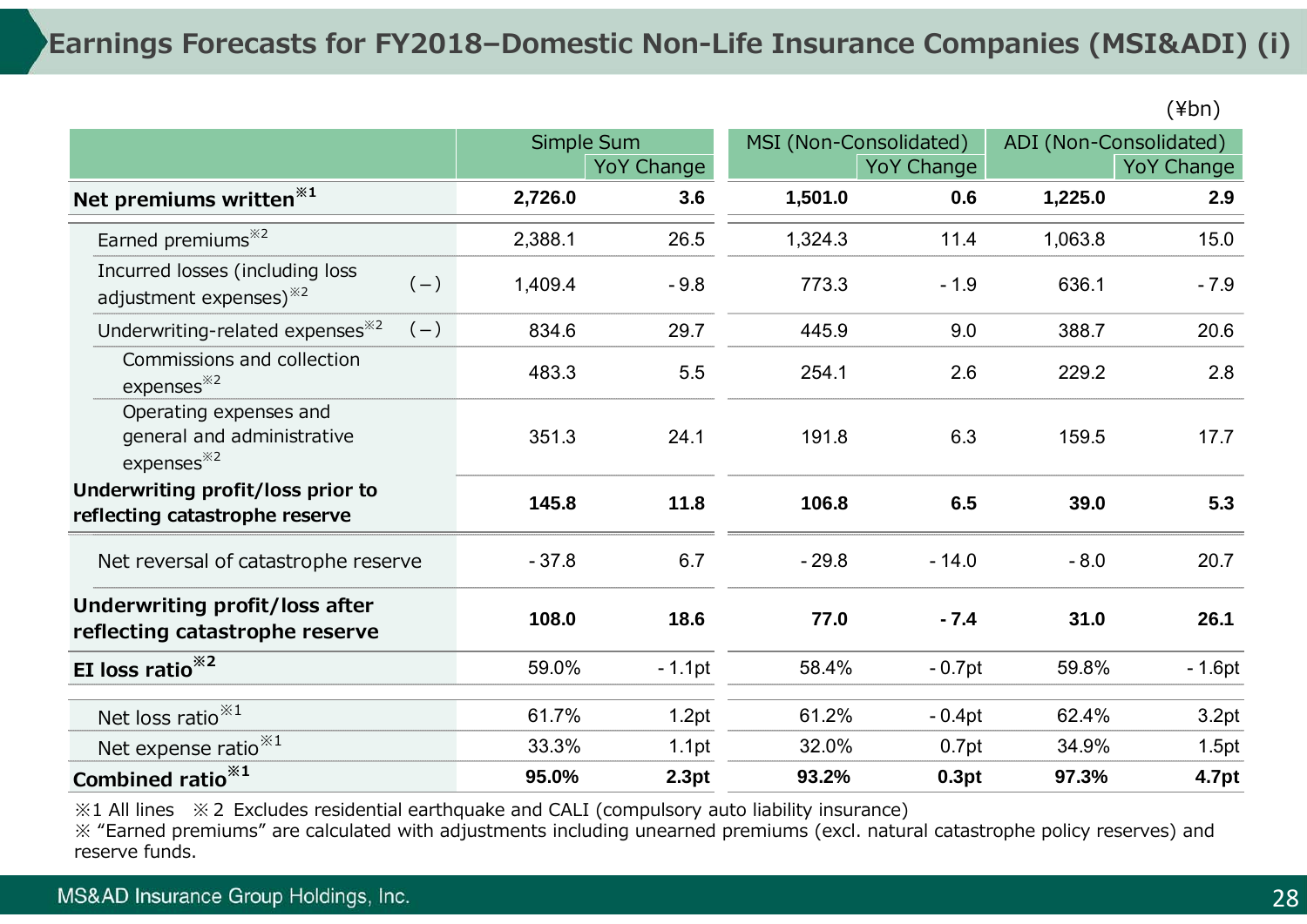# Earnings Forecasts for FY2018–Domestic Non-Life Insurance Companies (MSI&ADI) (i)

(¥bn)

| | | Simple Sum | | MSI (Non-Consolidated) | | ADI (Non-Consolidated) | |
|---|---|---|---|---|---|---|---|
| | | | YoY Change | | YoY Change | | YoY Change |
| **Net premiums written**※1 | | **2,726.0** | **3.6** | **1,501.0** | **0.6** | **1,225.0** | **2.9** |
| Earned premiums※2 | | 2,388.1 | 26.5 | 1,324.3 | 11.4 | 1,063.8 | 15.0 |
| Incurred losses (including loss adjustment expenses)※2 | (−) | 1,409.4 | - 9.8 | 773.3 | - 1.9 | 636.1 | - 7.9 |
| Underwriting-related expenses※2 | (−) | 834.6 | 29.7 | 445.9 | 9.0 | 388.7 | 20.6 |
| Commissions and collection expenses※2 | | 483.3 | 5.5 | 254.1 | 2.6 | 229.2 | 2.8 |
| Operating expenses and general and administrative expenses※2 | | 351.3 | 24.1 | 191.8 | 6.3 | 159.5 | 17.7 |
| **Underwriting profit/loss prior to reflecting catastrophe reserve** | | **145.8** | **11.8** | **106.8** | **6.5** | **39.0** | **5.3** |
| Net reversal of catastrophe reserve | | - 37.8 | 6.7 | - 29.8 | - 14.0 | - 8.0 | 20.7 |
| **Underwriting profit/loss after reflecting catastrophe reserve** | | **108.0** | **18.6** | **77.0** | **- 7.4** | **31.0** | **26.1** |
| **EI loss ratio**※2 | | 59.0% | - 1.1pt | 58.4% | - 0.7pt | 59.8% | - 1.6pt |
| Net loss ratio※1 | | 61.7% | 1.2pt | 61.2% | - 0.4pt | 62.4% | 3.2pt |
| Net expense ratio※1 | | 33.3% | 1.1pt | 32.0% | 0.7pt | 34.9% | 1.5pt |
| **Combined ratio**※1 | | **95.0%** | **2.3pt** | **93.2%** | **0.3pt** | **97.3%** | **4.7pt** |

※1 All lines ※2 Excludes residential earthquake and CALI (compulsory auto liability insurance)
※ "Earned premiums" are calculated with adjustments including unearned premiums (excl. natural catastrophe policy reserves) and reserve funds.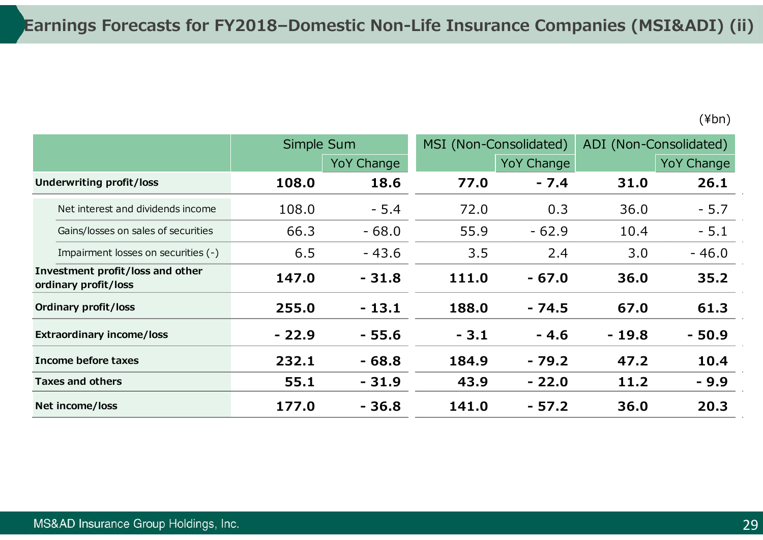# Earnings Forecasts for FY2018–Domestic Non-Life Insurance Companies (MSI&ADI) (ii)

(¥bn)

| | Simple Sum | | MSI (Non-Consolidated) | | ADI (Non-Consolidated) | |
|---|---|---|---|---|---|---|
| | | YoY Change | | YoY Change | | YoY Change |
| **Underwriting profit/loss** | **108.0** | **18.6** | **77.0** | **- 7.4** | **31.0** | **26.1** |
| Net interest and dividends income | 108.0 | - 5.4 | 72.0 | 0.3 | 36.0 | - 5.7 |
| Gains/losses on sales of securities | 66.3 | - 68.0 | 55.9 | - 62.9 | 10.4 | - 5.1 |
| Impairment losses on securities (-) | 6.5 | - 43.6 | 3.5 | 2.4 | 3.0 | - 46.0 |
| **Investment profit/loss and other ordinary profit/loss** | **147.0** | **- 31.8** | **111.0** | **- 67.0** | **36.0** | **35.2** |
| **Ordinary profit/loss** | **255.0** | **- 13.1** | **188.0** | **- 74.5** | **67.0** | **61.3** |
| **Extraordinary income/loss** | **- 22.9** | **- 55.6** | **- 3.1** | **- 4.6** | **- 19.8** | **- 50.9** |
| **Income before taxes** | **232.1** | **- 68.8** | **184.9** | **- 79.2** | **47.2** | **10.4** |
| **Taxes and others** | **55.1** | **- 31.9** | **43.9** | **- 22.0** | **11.2** | **- 9.9** |
| **Net income/loss** | **177.0** | **- 36.8** | **141.0** | **- 57.2** | **36.0** | **20.3** |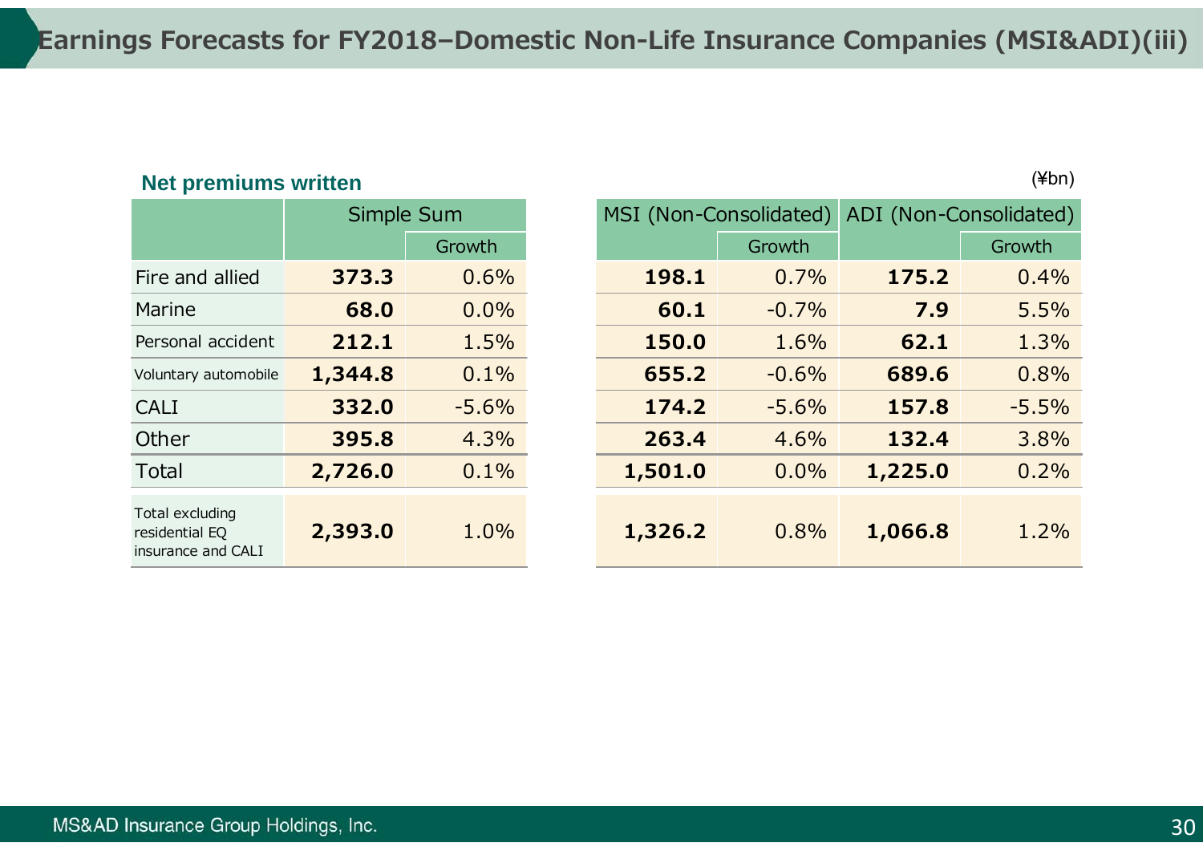# Earnings Forecasts for FY2018–Domestic Non-Life Insurance Companies (MSI&ADI)(iii)

## Net premiums written

(¥bn)

| | Simple Sum | | MSI (Non-Consolidated) | | ADI (Non-Consolidated) | |
|---|---|---|---|---|---|---|
| | | Growth | | Growth | | Growth |
| Fire and allied | **373.3** | 0.6% | **198.1** | 0.7% | **175.2** | 0.4% |
| Marine | **68.0** | 0.0% | **60.1** | -0.7% | **7.9** | 5.5% |
| Personal accident | **212.1** | 1.5% | **150.0** | 1.6% | **62.1** | 1.3% |
| Voluntary automobile | **1,344.8** | 0.1% | **655.2** | -0.6% | **689.6** | 0.8% |
| CALI | **332.0** | -5.6% | **174.2** | -5.6% | **157.8** | -5.5% |
| Other | **395.8** | 4.3% | **263.4** | 4.6% | **132.4** | 3.8% |
| Total | **2,726.0** | 0.1% | **1,501.0** | 0.0% | **1,225.0** | 0.2% |
| Total excluding residential EQ insurance and CALI | **2,393.0** | 1.0% | **1,326.2** | 0.8% | **1,066.8** | 1.2% |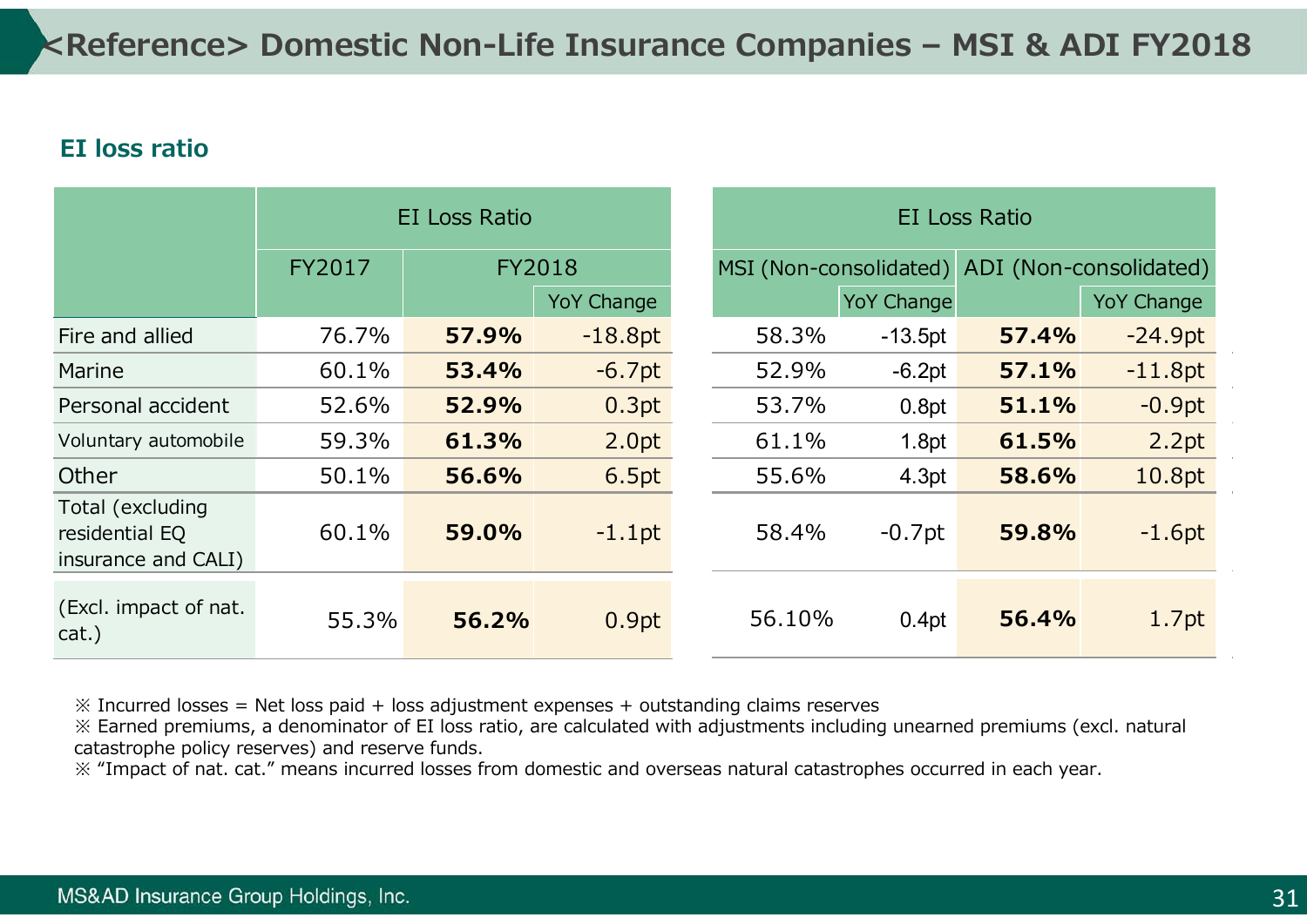# <Reference> Domestic Non-Life Insurance Companies – MSI & ADI FY2018

## EI loss ratio

| | EI Loss Ratio | | |
|---|---|---|---|
| | FY2017 | FY2018 | |
| | | | YoY Change |
| Fire and allied | 76.7% | **57.9%** | -18.8pt |
| Marine | 60.1% | **53.4%** | -6.7pt |
| Personal accident | 52.6% | **52.9%** | 0.3pt |
| Voluntary automobile | 59.3% | **61.3%** | 2.0pt |
| Other | 50.1% | **56.6%** | 6.5pt |
| Total (excluding residential EQ insurance and CALI) | 60.1% | **59.0%** | -1.1pt |
| (Excl. impact of nat. cat.) | 55.3% | **56.2%** | 0.9pt |

| EI Loss Ratio | | | |
|---|---|---|---|
| MSI (Non-consolidated) | | ADI (Non-consolidated) | |
| | YoY Change | | YoY Change |
| 58.3% | -13.5pt | **57.4%** | -24.9pt |
| 52.9% | -6.2pt | **57.1%** | -11.8pt |
| 53.7% | 0.8pt | **51.1%** | -0.9pt |
| 61.1% | 1.8pt | **61.5%** | 2.2pt |
| 55.6% | 4.3pt | **58.6%** | 10.8pt |
| 58.4% | -0.7pt | **59.8%** | -1.6pt |
| 56.10% | 0.4pt | **56.4%** | 1.7pt |

※ Incurred losses = Net loss paid + loss adjustment expenses + outstanding claims reserves

※ Earned premiums, a denominator of EI loss ratio, are calculated with adjustments including unearned premiums (excl. natural catastrophe policy reserves) and reserve funds.

※ “Impact of nat. cat.” means incurred losses from domestic and overseas natural catastrophes occurred in each year.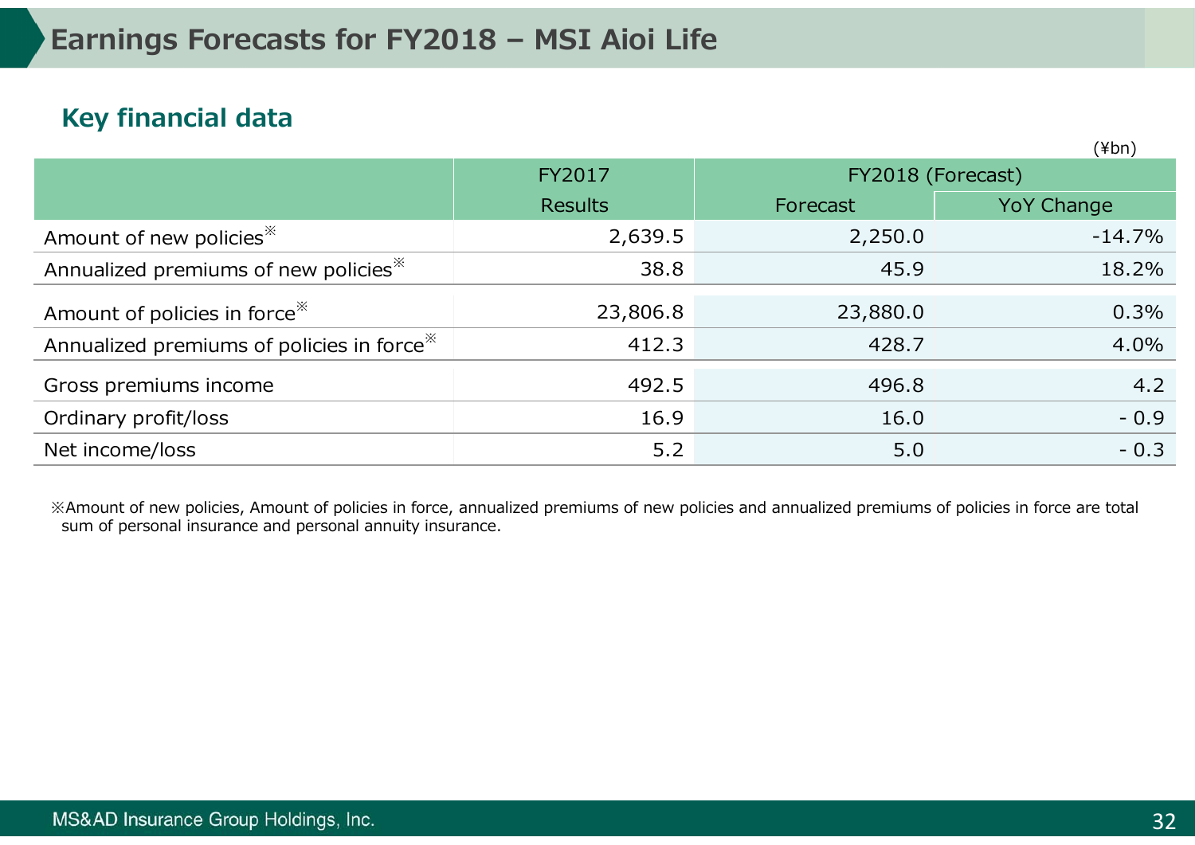# Earnings Forecasts for FY2018 – MSI Aioi Life

## Key financial data

(¥bn)

| | FY2017 | FY2018 (Forecast) | |
|---|---|---|---|
| | Results | Forecast | YoY Change |
| Amount of new policies※ | 2,639.5 | 2,250.0 | -14.7% |
| Annualized premiums of new policies※ | 38.8 | 45.9 | 18.2% |
| Amount of policies in force※ | 23,806.8 | 23,880.0 | 0.3% |
| Annualized premiums of policies in force※ | 412.3 | 428.7 | 4.0% |
| Gross premiums income | 492.5 | 496.8 | 4.2 |
| Ordinary profit/loss | 16.9 | 16.0 | - 0.9 |
| Net income/loss | 5.2 | 5.0 | - 0.3 |

※Amount of new policies, Amount of policies in force, annualized premiums of new policies and annualized premiums of policies in force are total sum of personal insurance and personal annuity insurance.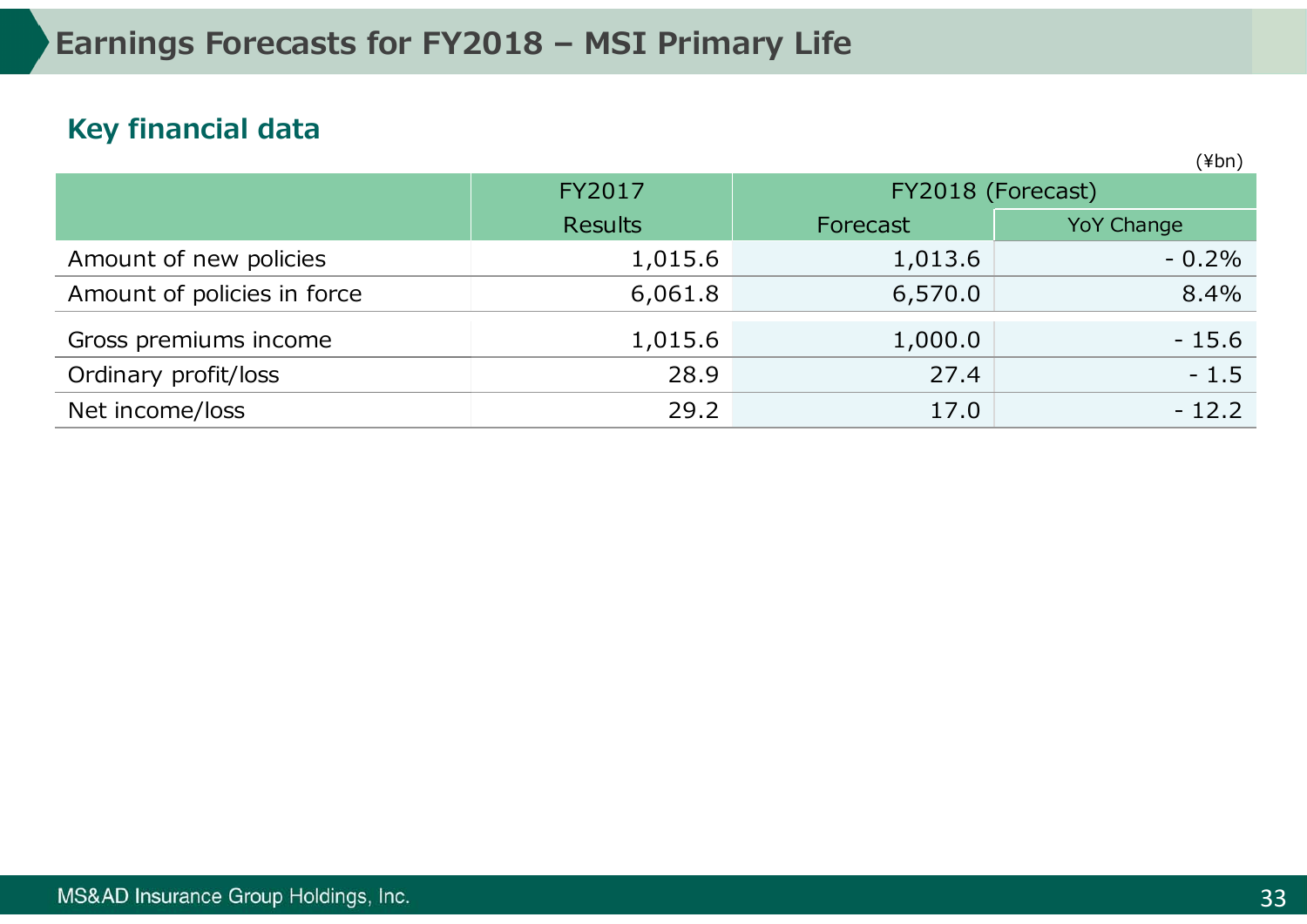# Earnings Forecasts for FY2018 – MSI Primary Life

## Key financial data

(¥bn)

| | FY2017 | FY2018 (Forecast) | |
|---|---|---|---|
| | Results | Forecast | YoY Change |
| Amount of new policies | 1,015.6 | 1,013.6 | - 0.2% |
| Amount of policies in force | 6,061.8 | 6,570.0 | 8.4% |
| Gross premiums income | 1,015.6 | 1,000.0 | - 15.6 |
| Ordinary profit/loss | 28.9 | 27.4 | - 1.5 |
| Net income/loss | 29.2 | 17.0 | - 12.2 |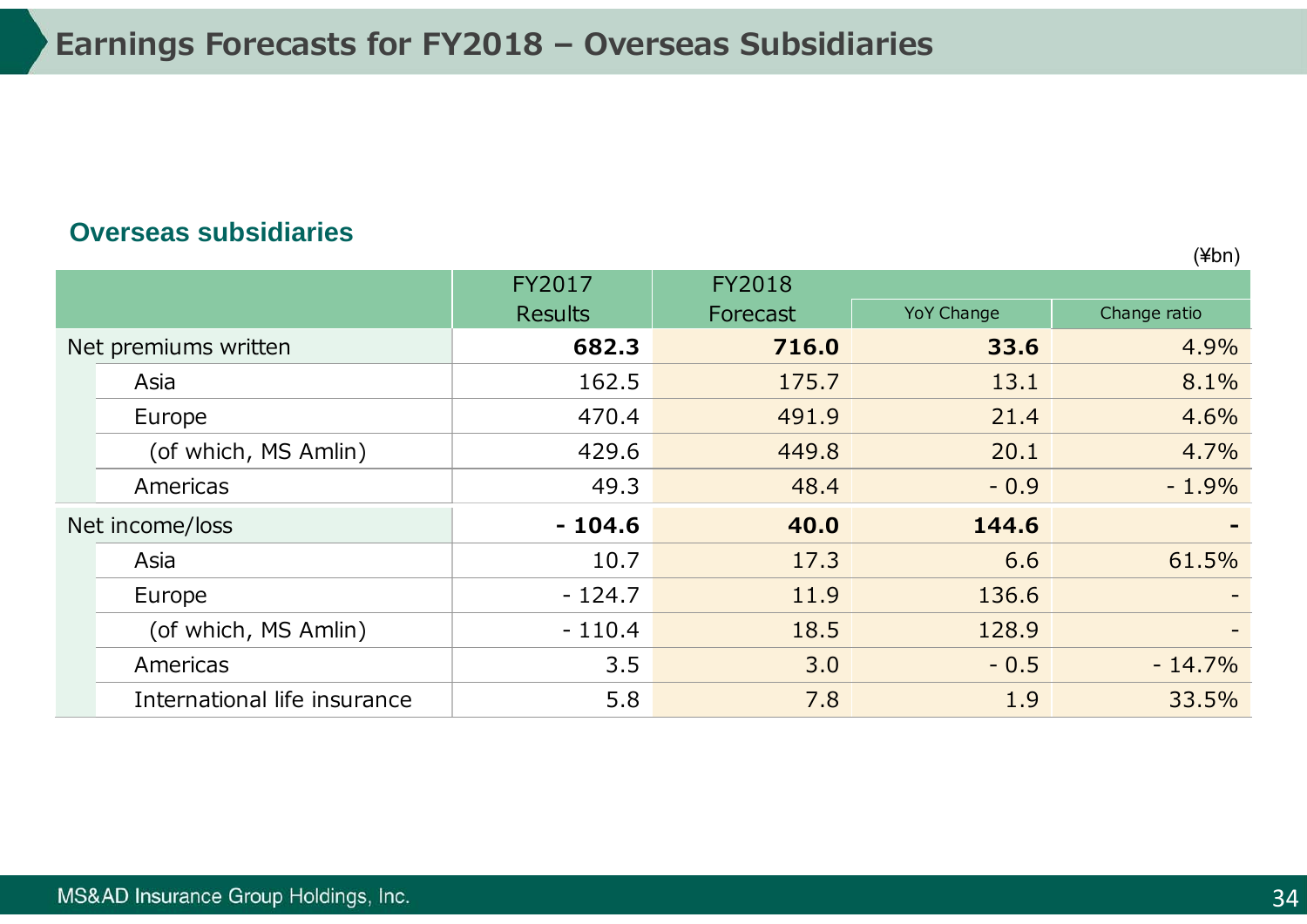# Earnings Forecasts for FY2018 – Overseas Subsidiaries

## Overseas subsidiaries

(¥bn)

| | FY2017 Results | FY2018 Forecast | | |
|---|---|---|---|---|
| | | | YoY Change | Change ratio |
| Net premiums written | **682.3** | **716.0** | **33.6** | 4.9% |
| Asia | 162.5 | 175.7 | 13.1 | 8.1% |
| Europe | 470.4 | 491.9 | 21.4 | 4.6% |
| (of which, MS Amlin) | 429.6 | 449.8 | 20.1 | 4.7% |
| Americas | 49.3 | 48.4 | - 0.9 | - 1.9% |
| Net income/loss | **- 104.6** | **40.0** | **144.6** | **-** |
| Asia | 10.7 | 17.3 | 6.6 | 61.5% |
| Europe | - 124.7 | 11.9 | 136.6 | - |
| (of which, MS Amlin) | - 110.4 | 18.5 | 128.9 | - |
| Americas | 3.5 | 3.0 | - 0.5 | - 14.7% |
| International life insurance | 5.8 | 7.8 | 1.9 | 33.5% |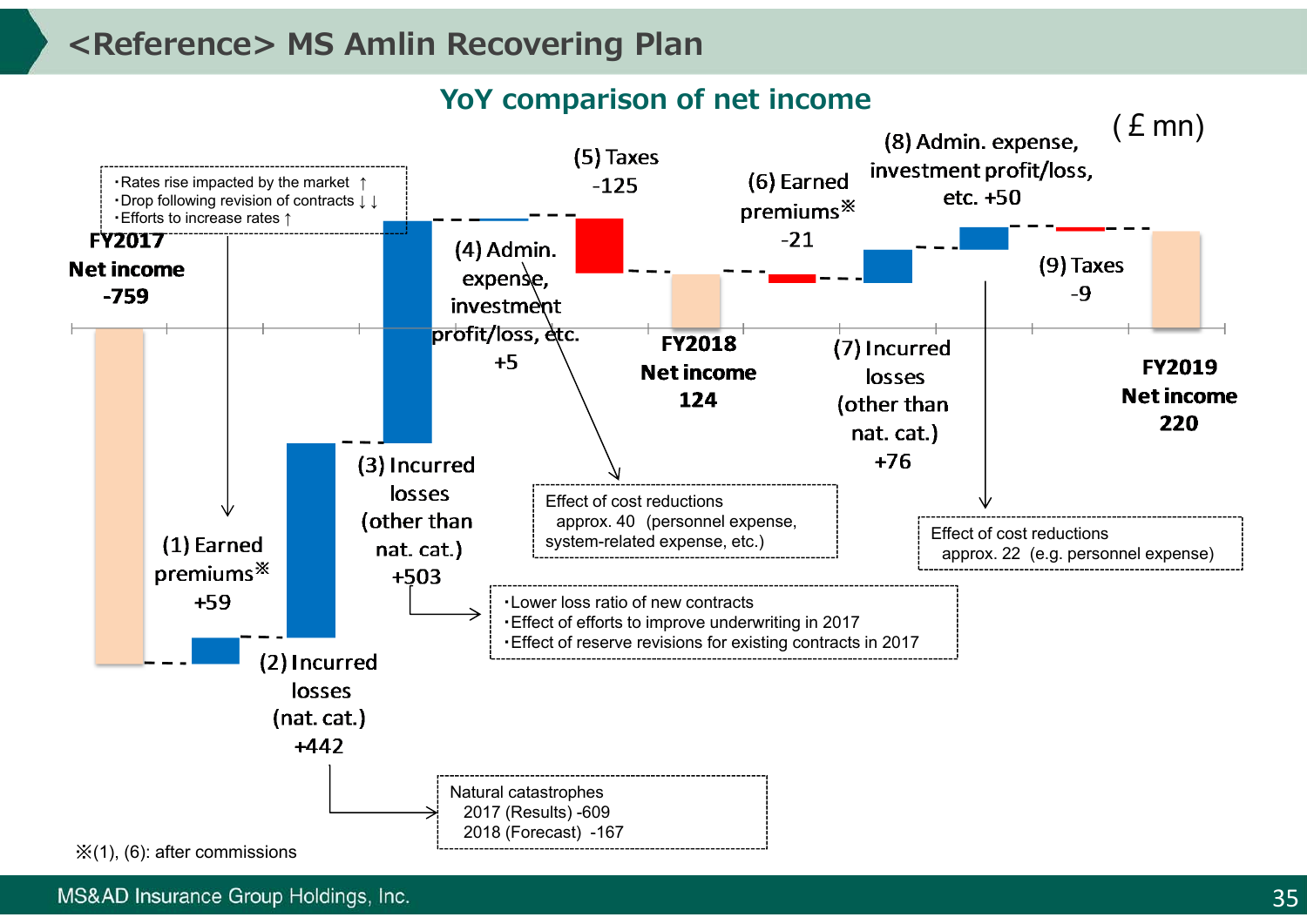# <Reference> MS Amlin Recovering Plan

## YoY comparison of net income

(£ mn)

- ・Rates rise impacted by the market ↑
- ・Drop following revision of contracts ↓↓
- ・Efforts to increase rates ↑

**FY2017 Net income -759**

(1) Earned premiums※ +59

(2) Incurred losses (nat. cat.) +442

Natural catastrophes
2017 (Results) -609
2018 (Forecast) -167

(3) Incurred losses (other than nat. cat.) +503

- ・Lower loss ratio of new contracts
- ・Effect of efforts to improve underwriting in 2017
- ・Effect of reserve revisions for existing contracts in 2017

(4) Admin. expense, investment profit/loss, etc. +5

Effect of cost reductions
approx. 40 (personnel expense, system-related expense, etc.)

(5) Taxes -125

**FY2018 Net income 124**

(6) Earned premiums※ -21

(7) Incurred losses (other than nat. cat.) +76

(8) Admin. expense, investment profit/loss, etc. +50

Effect of cost reductions
approx. 22 (e.g. personnel expense)

(9) Taxes -9

**FY2019 Net income 220**

※(1), (6): after commissions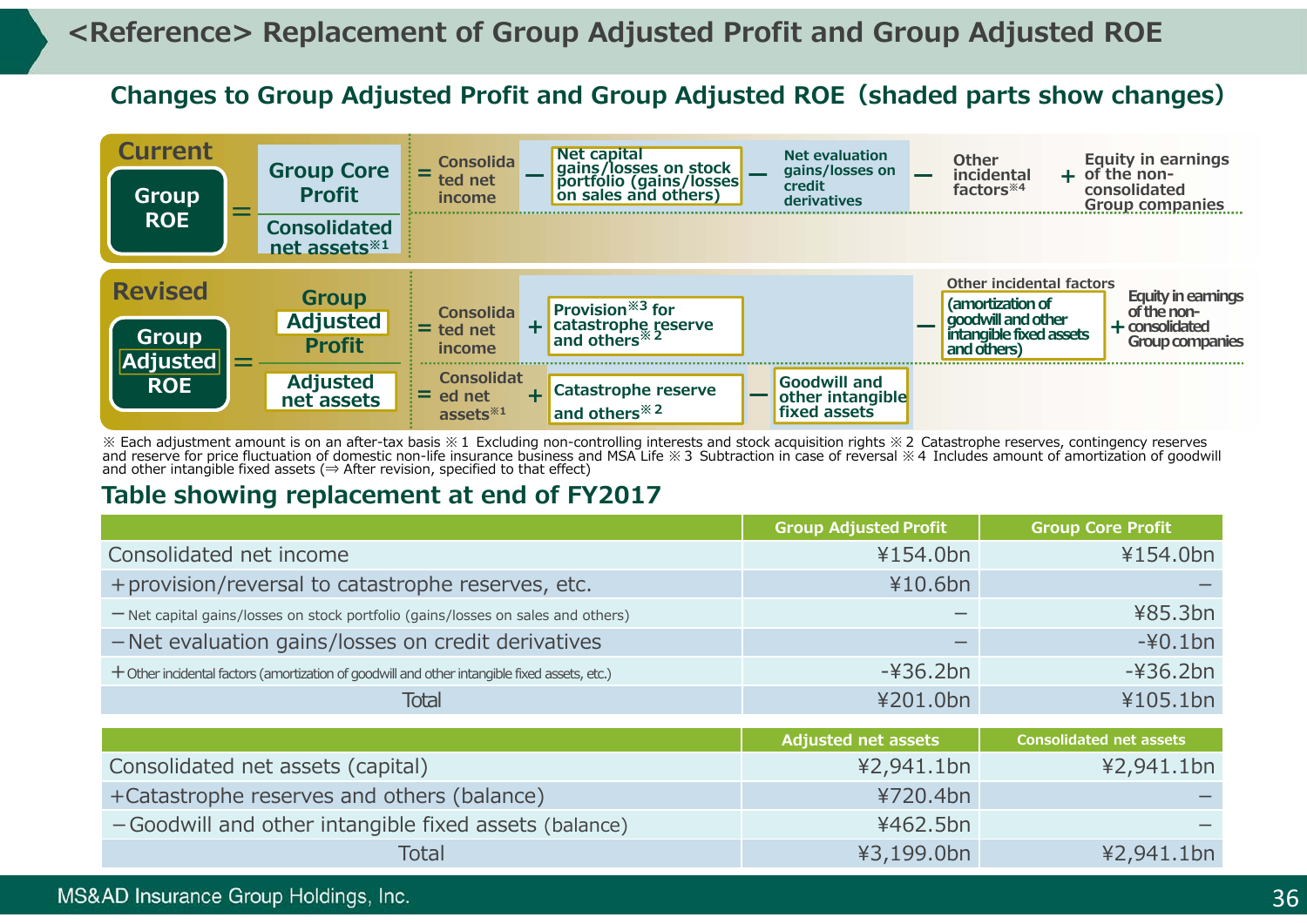# <Reference> Replacement of Group Adjusted Profit and Group Adjusted ROE

## Changes to Group Adjusted Profit and Group Adjusted ROE（shaded parts show changes）

**Current**

Group ROE = Group Core Profit / Consolidated net assets※1

Group Core Profit = Consolidated net income − Net capital gains/losses on stock portfolio (gains/losses on sales and others) − Net evaluation gains/losses on credit derivatives − Other incidental factors※4 + Equity in earnings of the non-consolidated Group companies

**Revised**

Group Adjusted ROE = Group Adjusted Profit / Adjusted net assets

Group Adjusted Profit = Consolidated net income + Provision※3 for catastrophe reserve and others※2 − Other incidental factors (amortization of goodwill and other intangible fixed assets and others) + Equity in earnings of the non-consolidated Group companies

Adjusted net assets = Consolidated net assets※1 + Catastrophe reserve and others※2 − Goodwill and other intangible fixed assets

※ Each adjustment amount is on an after-tax basis ※1 Excluding non-controlling interests and stock acquisition rights ※2 Catastrophe reserves, contingency reserves and reserve for price fluctuation of domestic non-life insurance business and MSA Life ※3 Subtraction in case of reversal ※4 Includes amount of amortization of goodwill and other intangible fixed assets (⇒ After revision, specified to that effect)

## Table showing replacement at end of FY2017

| | Group Adjusted Profit | Group Core Profit |
|---|---|---|
| Consolidated net income | ¥154.0bn | ¥154.0bn |
| ＋provision/reversal to catastrophe reserves, etc. | ¥10.6bn | − |
| −Net capital gains/losses on stock portfolio (gains/losses on sales and others) | − | ¥85.3bn |
| −Net evaluation gains/losses on credit derivatives | − | -¥0.1bn |
| ＋Other incidental factors (amortization of goodwill and other intangible fixed assets, etc.) | -¥36.2bn | -¥36.2bn |
| Total | ¥201.0bn | ¥105.1bn |

| | Adjusted net assets | Consolidated net assets |
|---|---|---|
| Consolidated net assets (capital) | ¥2,941.1bn | ¥2,941.1bn |
| ＋Catastrophe reserves and others (balance) | ¥720.4bn | − |
| −Goodwill and other intangible fixed assets (balance) | ¥462.5bn | − |
| Total | ¥3,199.0bn | ¥2,941.1bn |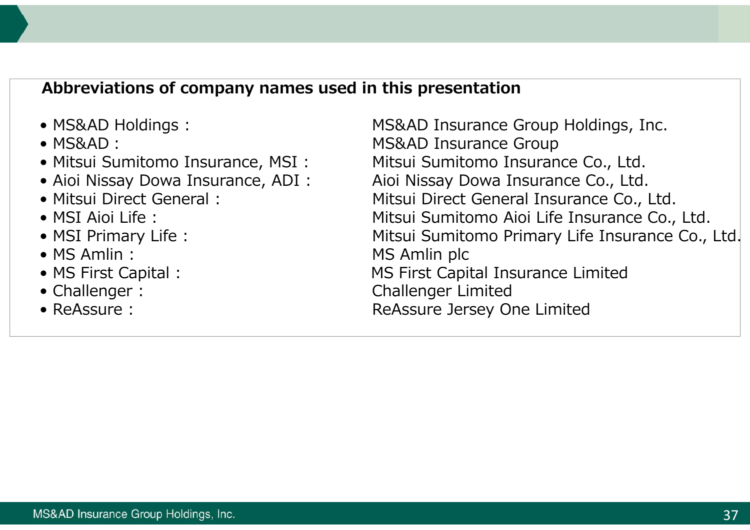**Abbreviations of company names used in this presentation**

- MS&AD Holdings : MS&AD Insurance Group Holdings, Inc.
- MS&AD : MS&AD Insurance Group
- Mitsui Sumitomo Insurance, MSI : Mitsui Sumitomo Insurance Co., Ltd.
- Aioi Nissay Dowa Insurance, ADI : Aioi Nissay Dowa Insurance Co., Ltd.
- Mitsui Direct General : Mitsui Direct General Insurance Co., Ltd.
- MSI Aioi Life : Mitsui Sumitomo Aioi Life Insurance Co., Ltd.
- MSI Primary Life : Mitsui Sumitomo Primary Life Insurance Co., Ltd.
- MS Amlin : MS Amlin plc
- MS First Capital : MS First Capital Insurance Limited
- Challenger : Challenger Limited
- ReAssure : ReAssure Jersey One Limited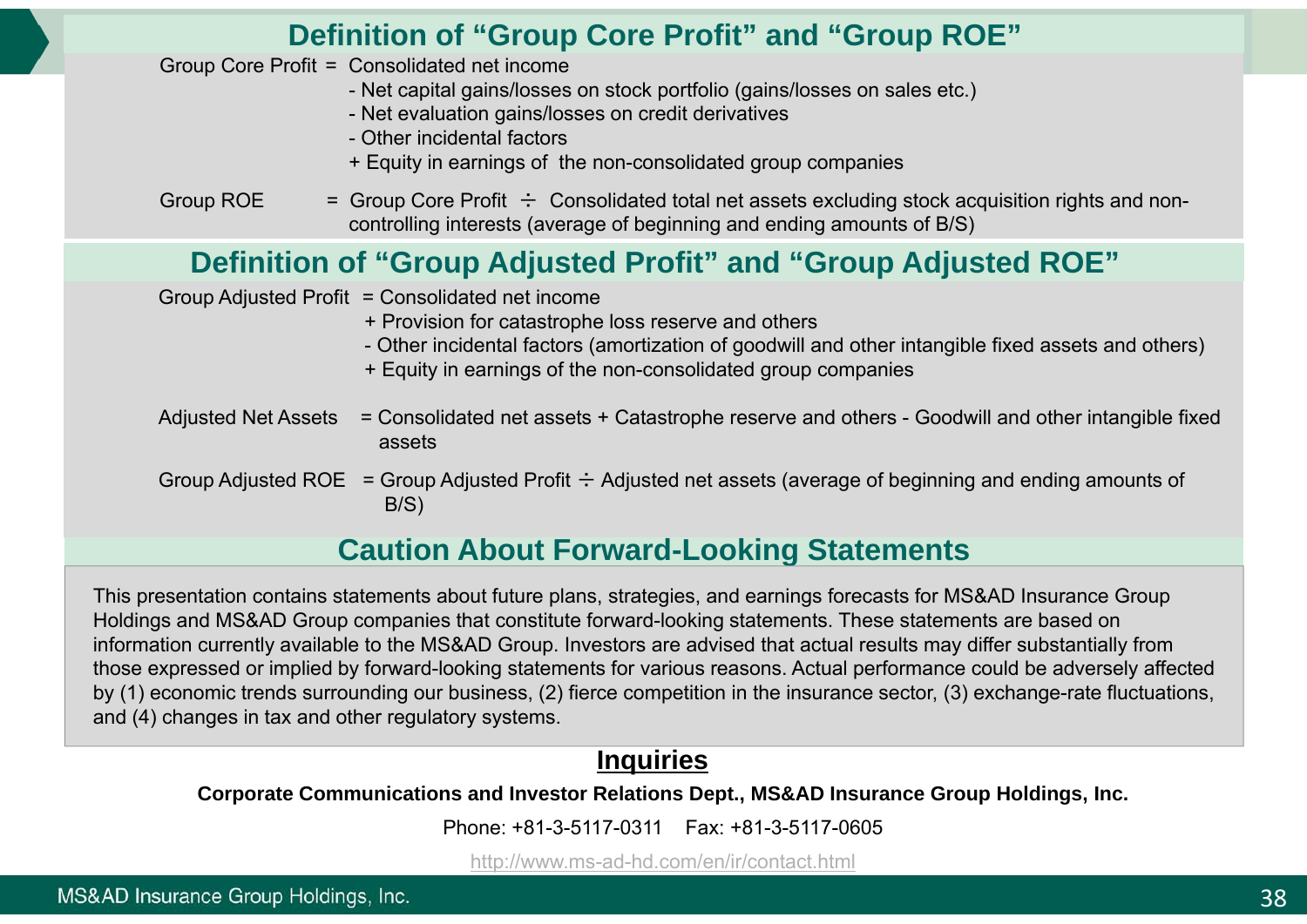## Definition of “Group Core Profit” and “Group ROE”

Group Core Profit = Consolidated net income
- Net capital gains/losses on stock portfolio (gains/losses on sales etc.)
- Net evaluation gains/losses on credit derivatives
- Other incidental factors
+ Equity in earnings of the non-consolidated group companies

Group ROE = Group Core Profit ÷ Consolidated total net assets excluding stock acquisition rights and non-controlling interests (average of beginning and ending amounts of B/S)

## Definition of “Group Adjusted Profit” and “Group Adjusted ROE”

Group Adjusted Profit = Consolidated net income
+ Provision for catastrophe loss reserve and others
- Other incidental factors (amortization of goodwill and other intangible fixed assets and others)
+ Equity in earnings of the non-consolidated group companies

Adjusted Net Assets = Consolidated net assets + Catastrophe reserve and others - Goodwill and other intangible fixed assets

Group Adjusted ROE = Group Adjusted Profit ÷ Adjusted net assets (average of beginning and ending amounts of B/S)

## Caution About Forward-Looking Statements

This presentation contains statements about future plans, strategies, and earnings forecasts for MS&AD Insurance Group Holdings and MS&AD Group companies that constitute forward-looking statements. These statements are based on information currently available to the MS&AD Group. Investors are advised that actual results may differ substantially from those expressed or implied by forward-looking statements for various reasons. Actual performance could be adversely affected by (1) economic trends surrounding our business, (2) fierce competition in the insurance sector, (3) exchange-rate fluctuations, and (4) changes in tax and other regulatory systems.

## Inquiries

**Corporate Communications and Investor Relations Dept., MS&AD Insurance Group Holdings, Inc.**

Phone: +81-3-5117-0311 Fax: +81-3-5117-0605

http://www.ms-ad-hd.com/en/ir/contact.html